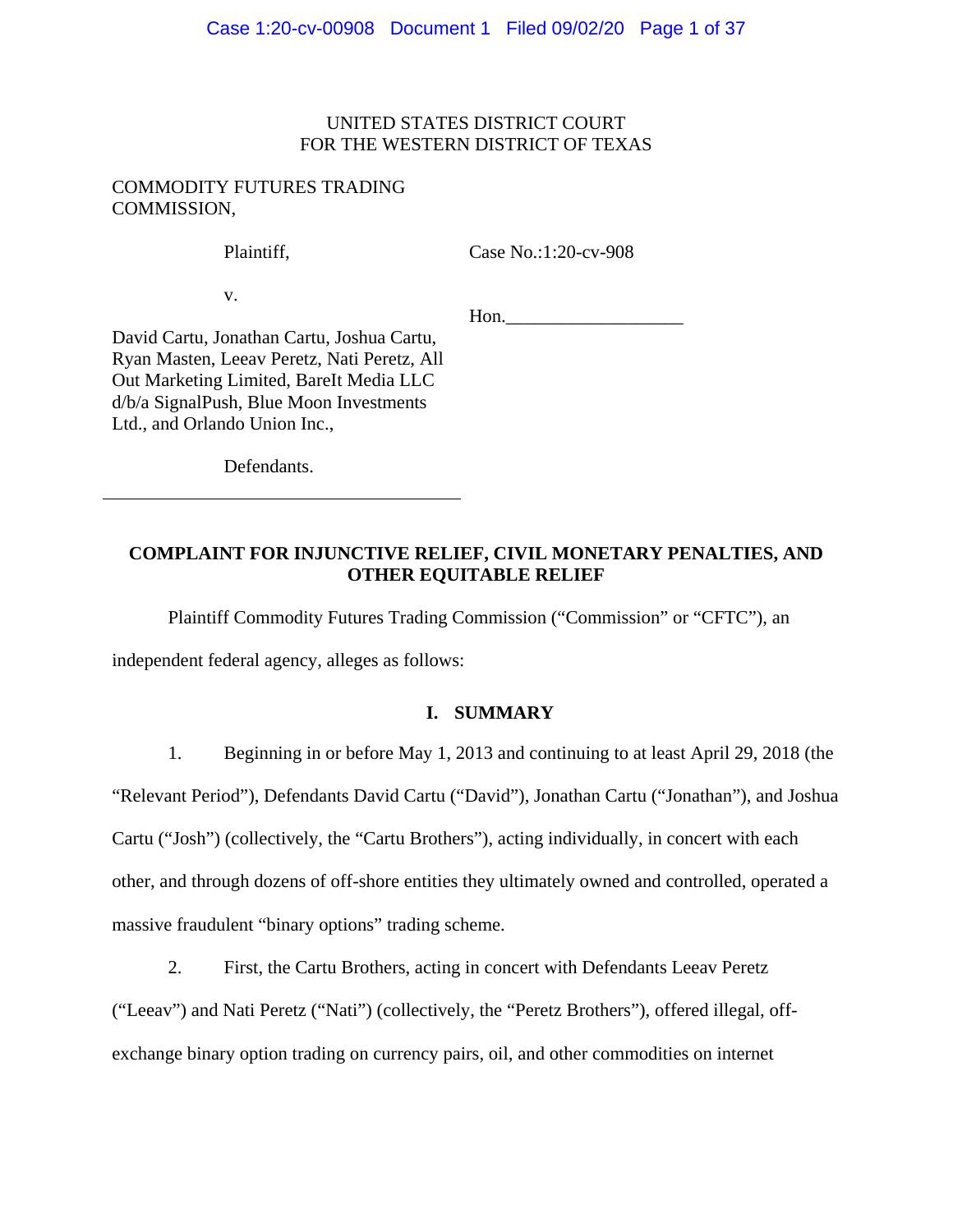UNITED STATES DISTRICT COURT
FOR THE WESTERN DISTRICT OF TEXAS

COMMODITY FUTURES TRADING COMMISSION,

Plaintiff,

v.

David Cartu, Jonathan Cartu, Joshua Cartu, Ryan Masten, Leeav Peretz, Nati Peretz, All Out Marketing Limited, BareIt Media LLC d/b/a SignalPush, Blue Moon Investments Ltd., and Orlando Union Inc.,

Defendants.

Case No.:1:20-cv-908

Hon.___________________

**COMPLAINT FOR INJUNCTIVE RELIEF, CIVIL MONETARY PENALTIES, AND OTHER EQUITABLE RELIEF**

Plaintiff Commodity Futures Trading Commission ("Commission" or "CFTC"), an independent federal agency, alleges as follows:

## I. SUMMARY

1. Beginning in or before May 1, 2013 and continuing to at least April 29, 2018 (the "Relevant Period"), Defendants David Cartu ("David"), Jonathan Cartu ("Jonathan"), and Joshua Cartu ("Josh") (collectively, the "Cartu Brothers"), acting individually, in concert with each other, and through dozens of off-shore entities they ultimately owned and controlled, operated a massive fraudulent "binary options" trading scheme.

2. First, the Cartu Brothers, acting in concert with Defendants Leeav Peretz ("Leeav") and Nati Peretz ("Nati") (collectively, the "Peretz Brothers"), offered illegal, off-exchange binary option trading on currency pairs, oil, and other commodities on internet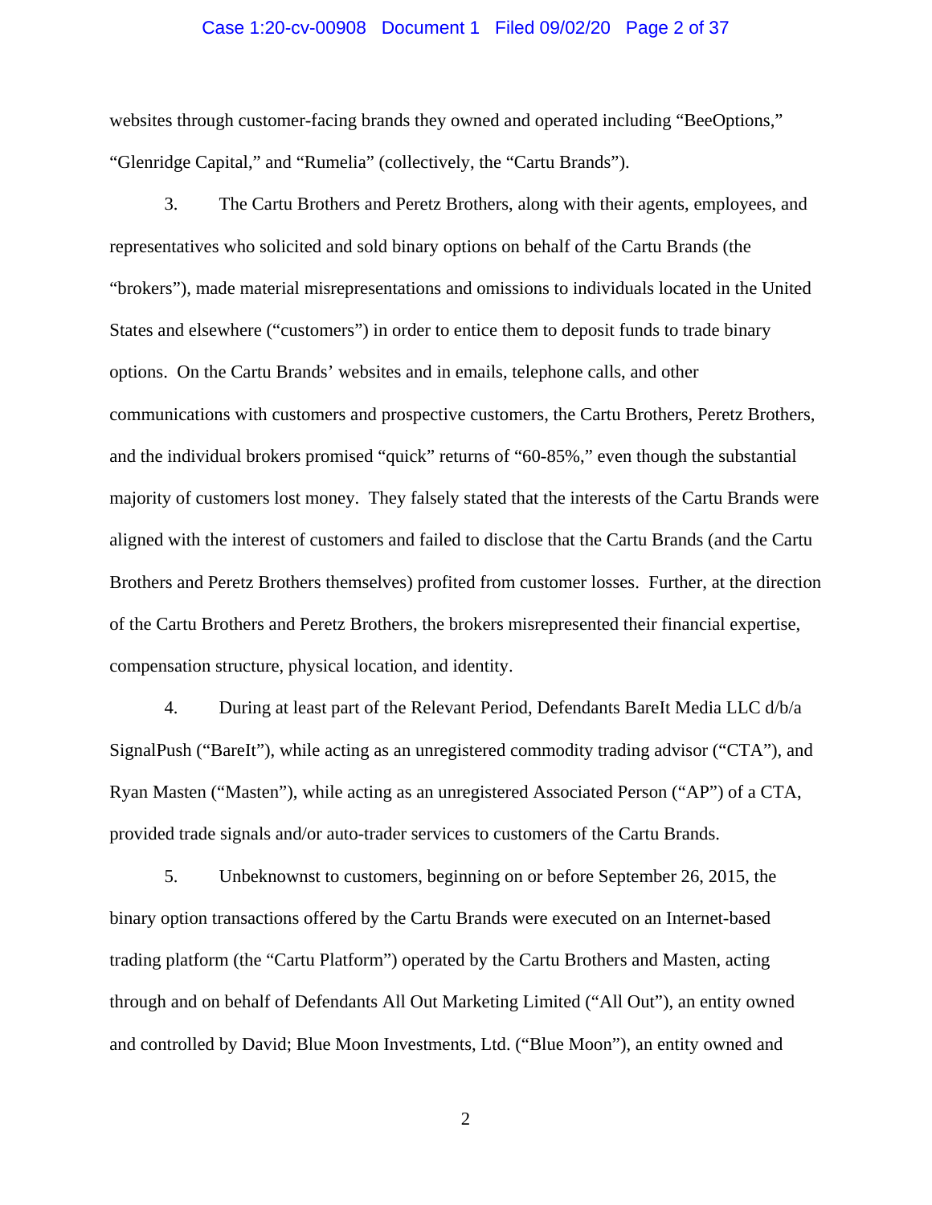websites through customer-facing brands they owned and operated including "BeeOptions," "Glenridge Capital," and "Rumelia" (collectively, the "Cartu Brands").

3. The Cartu Brothers and Peretz Brothers, along with their agents, employees, and representatives who solicited and sold binary options on behalf of the Cartu Brands (the "brokers"), made material misrepresentations and omissions to individuals located in the United States and elsewhere ("customers") in order to entice them to deposit funds to trade binary options. On the Cartu Brands' websites and in emails, telephone calls, and other communications with customers and prospective customers, the Cartu Brothers, Peretz Brothers, and the individual brokers promised "quick" returns of "60-85%," even though the substantial majority of customers lost money. They falsely stated that the interests of the Cartu Brands were aligned with the interest of customers and failed to disclose that the Cartu Brands (and the Cartu Brothers and Peretz Brothers themselves) profited from customer losses. Further, at the direction of the Cartu Brothers and Peretz Brothers, the brokers misrepresented their financial expertise, compensation structure, physical location, and identity.

4. During at least part of the Relevant Period, Defendants BareIt Media LLC d/b/a SignalPush ("BareIt"), while acting as an unregistered commodity trading advisor ("CTA"), and Ryan Masten ("Masten"), while acting as an unregistered Associated Person ("AP") of a CTA, provided trade signals and/or auto-trader services to customers of the Cartu Brands.

5. Unbeknownst to customers, beginning on or before September 26, 2015, the binary option transactions offered by the Cartu Brands were executed on an Internet-based trading platform (the "Cartu Platform") operated by the Cartu Brothers and Masten, acting through and on behalf of Defendants All Out Marketing Limited ("All Out"), an entity owned and controlled by David; Blue Moon Investments, Ltd. ("Blue Moon"), an entity owned and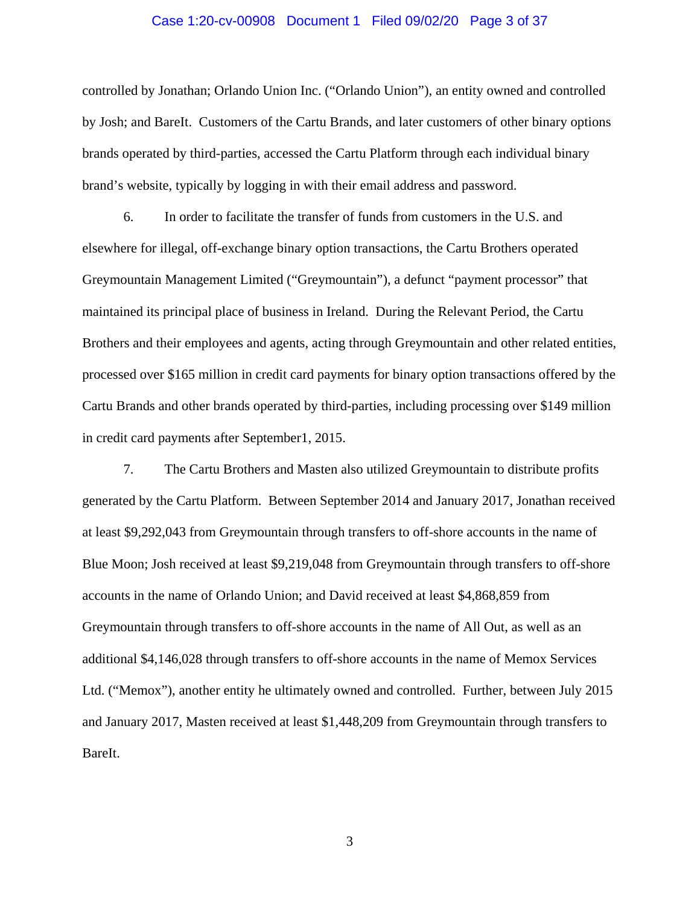controlled by Jonathan; Orlando Union Inc. ("Orlando Union"), an entity owned and controlled by Josh; and BareIt. Customers of the Cartu Brands, and later customers of other binary options brands operated by third-parties, accessed the Cartu Platform through each individual binary brand's website, typically by logging in with their email address and password.

6. In order to facilitate the transfer of funds from customers in the U.S. and elsewhere for illegal, off-exchange binary option transactions, the Cartu Brothers operated Greymountain Management Limited ("Greymountain"), a defunct "payment processor" that maintained its principal place of business in Ireland. During the Relevant Period, the Cartu Brothers and their employees and agents, acting through Greymountain and other related entities, processed over $165 million in credit card payments for binary option transactions offered by the Cartu Brands and other brands operated by third-parties, including processing over $149 million in credit card payments after September1, 2015.

7. The Cartu Brothers and Masten also utilized Greymountain to distribute profits generated by the Cartu Platform. Between September 2014 and January 2017, Jonathan received at least $9,292,043 from Greymountain through transfers to off-shore accounts in the name of Blue Moon; Josh received at least $9,219,048 from Greymountain through transfers to off-shore accounts in the name of Orlando Union; and David received at least $4,868,859 from Greymountain through transfers to off-shore accounts in the name of All Out, as well as an additional $4,146,028 through transfers to off-shore accounts in the name of Memox Services Ltd. ("Memox"), another entity he ultimately owned and controlled. Further, between July 2015 and January 2017, Masten received at least $1,448,209 from Greymountain through transfers to BareIt.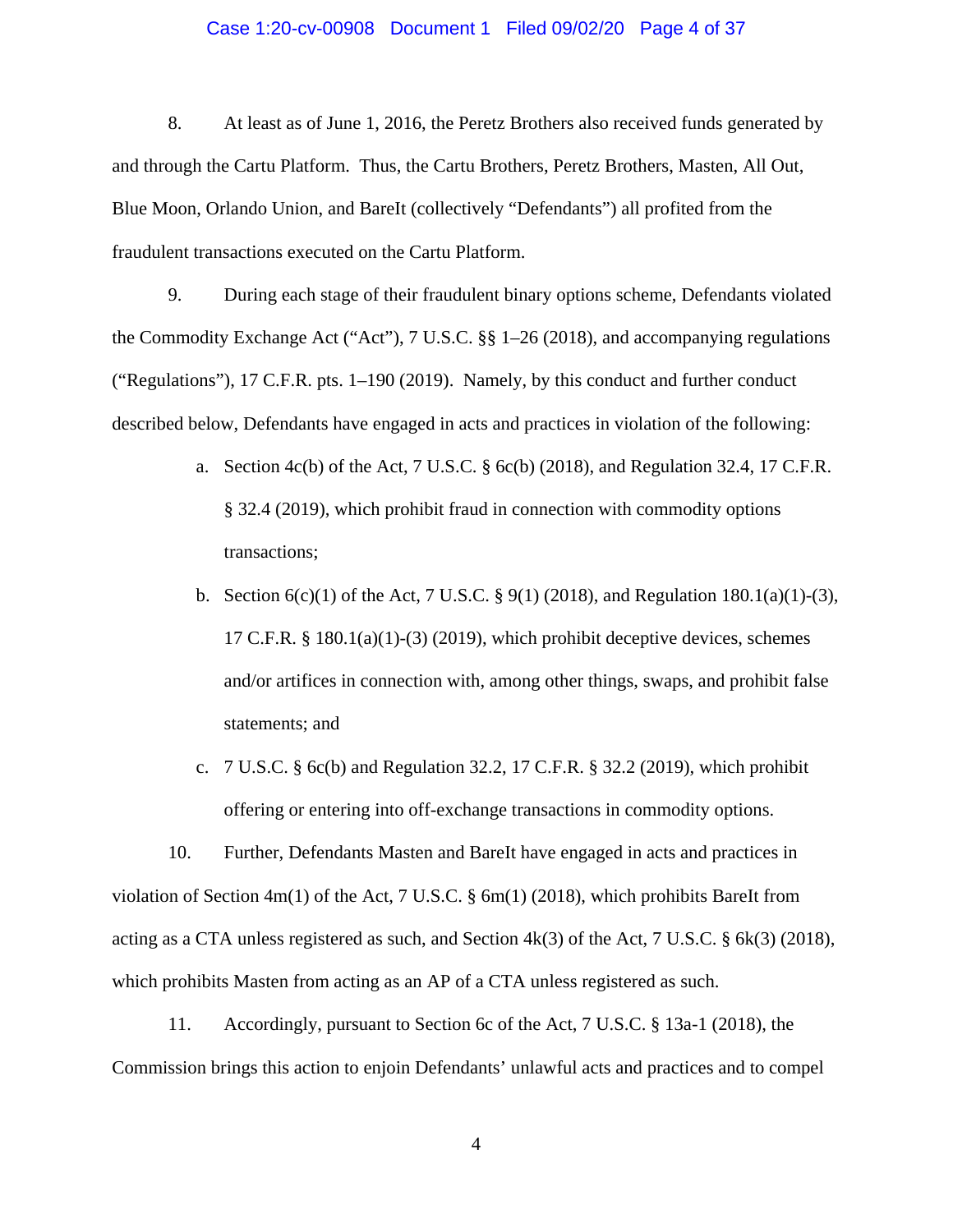8. At least as of June 1, 2016, the Peretz Brothers also received funds generated by and through the Cartu Platform. Thus, the Cartu Brothers, Peretz Brothers, Masten, All Out, Blue Moon, Orlando Union, and BareIt (collectively "Defendants") all profited from the fraudulent transactions executed on the Cartu Platform.

9. During each stage of their fraudulent binary options scheme, Defendants violated the Commodity Exchange Act ("Act"), 7 U.S.C. §§ 1–26 (2018), and accompanying regulations ("Regulations"), 17 C.F.R. pts. 1–190 (2019). Namely, by this conduct and further conduct described below, Defendants have engaged in acts and practices in violation of the following:

   a. Section 4c(b) of the Act, 7 U.S.C. § 6c(b) (2018), and Regulation 32.4, 17 C.F.R. § 32.4 (2019), which prohibit fraud in connection with commodity options transactions;

   b. Section 6(c)(1) of the Act, 7 U.S.C. § 9(1) (2018), and Regulation 180.1(a)(1)-(3), 17 C.F.R. § 180.1(a)(1)-(3) (2019), which prohibit deceptive devices, schemes and/or artifices in connection with, among other things, swaps, and prohibit false statements; and

   c. 7 U.S.C. § 6c(b) and Regulation 32.2, 17 C.F.R. § 32.2 (2019), which prohibit offering or entering into off-exchange transactions in commodity options.

10. Further, Defendants Masten and BareIt have engaged in acts and practices in violation of Section 4m(1) of the Act, 7 U.S.C. § 6m(1) (2018), which prohibits BareIt from acting as a CTA unless registered as such, and Section 4k(3) of the Act, 7 U.S.C. § 6k(3) (2018), which prohibits Masten from acting as an AP of a CTA unless registered as such.

11. Accordingly, pursuant to Section 6c of the Act, 7 U.S.C. § 13a-1 (2018), the Commission brings this action to enjoin Defendants' unlawful acts and practices and to compel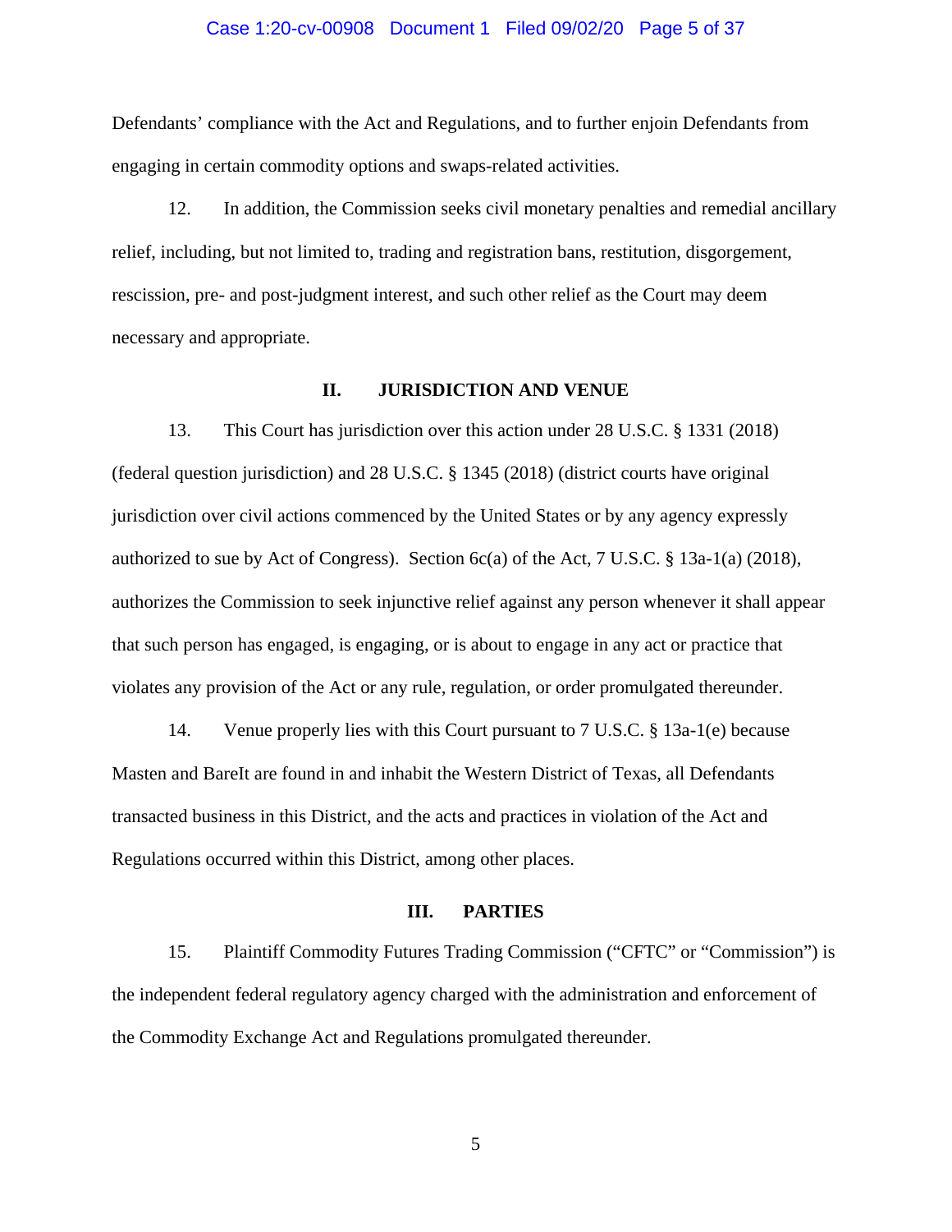Defendants' compliance with the Act and Regulations, and to further enjoin Defendants from engaging in certain commodity options and swaps-related activities.

12. In addition, the Commission seeks civil monetary penalties and remedial ancillary relief, including, but not limited to, trading and registration bans, restitution, disgorgement, rescission, pre- and post-judgment interest, and such other relief as the Court may deem necessary and appropriate.

## II. JURISDICTION AND VENUE

13. This Court has jurisdiction over this action under 28 U.S.C. § 1331 (2018) (federal question jurisdiction) and 28 U.S.C. § 1345 (2018) (district courts have original jurisdiction over civil actions commenced by the United States or by any agency expressly authorized to sue by Act of Congress). Section 6c(a) of the Act, 7 U.S.C. § 13a-1(a) (2018), authorizes the Commission to seek injunctive relief against any person whenever it shall appear that such person has engaged, is engaging, or is about to engage in any act or practice that violates any provision of the Act or any rule, regulation, or order promulgated thereunder.

14. Venue properly lies with this Court pursuant to 7 U.S.C. § 13a-1(e) because Masten and BareIt are found in and inhabit the Western District of Texas, all Defendants transacted business in this District, and the acts and practices in violation of the Act and Regulations occurred within this District, among other places.

## III. PARTIES

15. Plaintiff Commodity Futures Trading Commission ("CFTC" or "Commission") is the independent federal regulatory agency charged with the administration and enforcement of the Commodity Exchange Act and Regulations promulgated thereunder.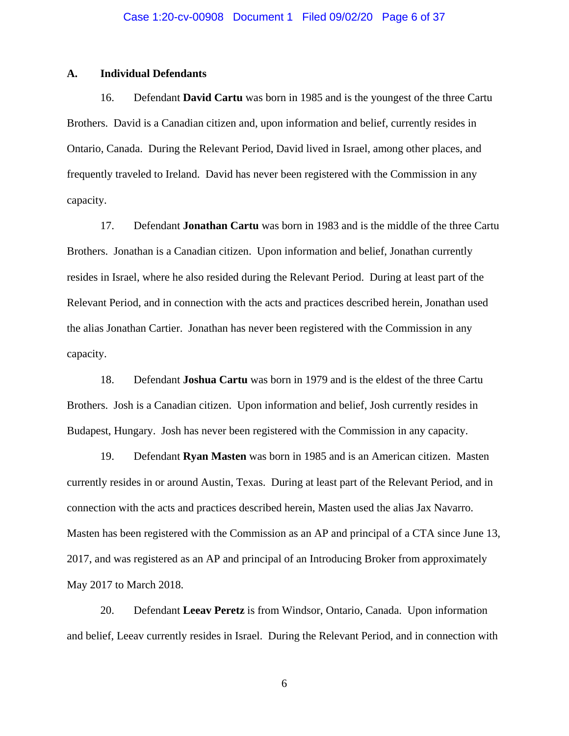### A. Individual Defendants

16. Defendant **David Cartu** was born in 1985 and is the youngest of the three Cartu Brothers. David is a Canadian citizen and, upon information and belief, currently resides in Ontario, Canada. During the Relevant Period, David lived in Israel, among other places, and frequently traveled to Ireland. David has never been registered with the Commission in any capacity.

17. Defendant **Jonathan Cartu** was born in 1983 and is the middle of the three Cartu Brothers. Jonathan is a Canadian citizen. Upon information and belief, Jonathan currently resides in Israel, where he also resided during the Relevant Period. During at least part of the Relevant Period, and in connection with the acts and practices described herein, Jonathan used the alias Jonathan Cartier. Jonathan has never been registered with the Commission in any capacity.

18. Defendant **Joshua Cartu** was born in 1979 and is the eldest of the three Cartu Brothers. Josh is a Canadian citizen. Upon information and belief, Josh currently resides in Budapest, Hungary. Josh has never been registered with the Commission in any capacity.

19. Defendant **Ryan Masten** was born in 1985 and is an American citizen. Masten currently resides in or around Austin, Texas. During at least part of the Relevant Period, and in connection with the acts and practices described herein, Masten used the alias Jax Navarro. Masten has been registered with the Commission as an AP and principal of a CTA since June 13, 2017, and was registered as an AP and principal of an Introducing Broker from approximately May 2017 to March 2018.

20. Defendant **Leeav Peretz** is from Windsor, Ontario, Canada. Upon information and belief, Leeav currently resides in Israel. During the Relevant Period, and in connection with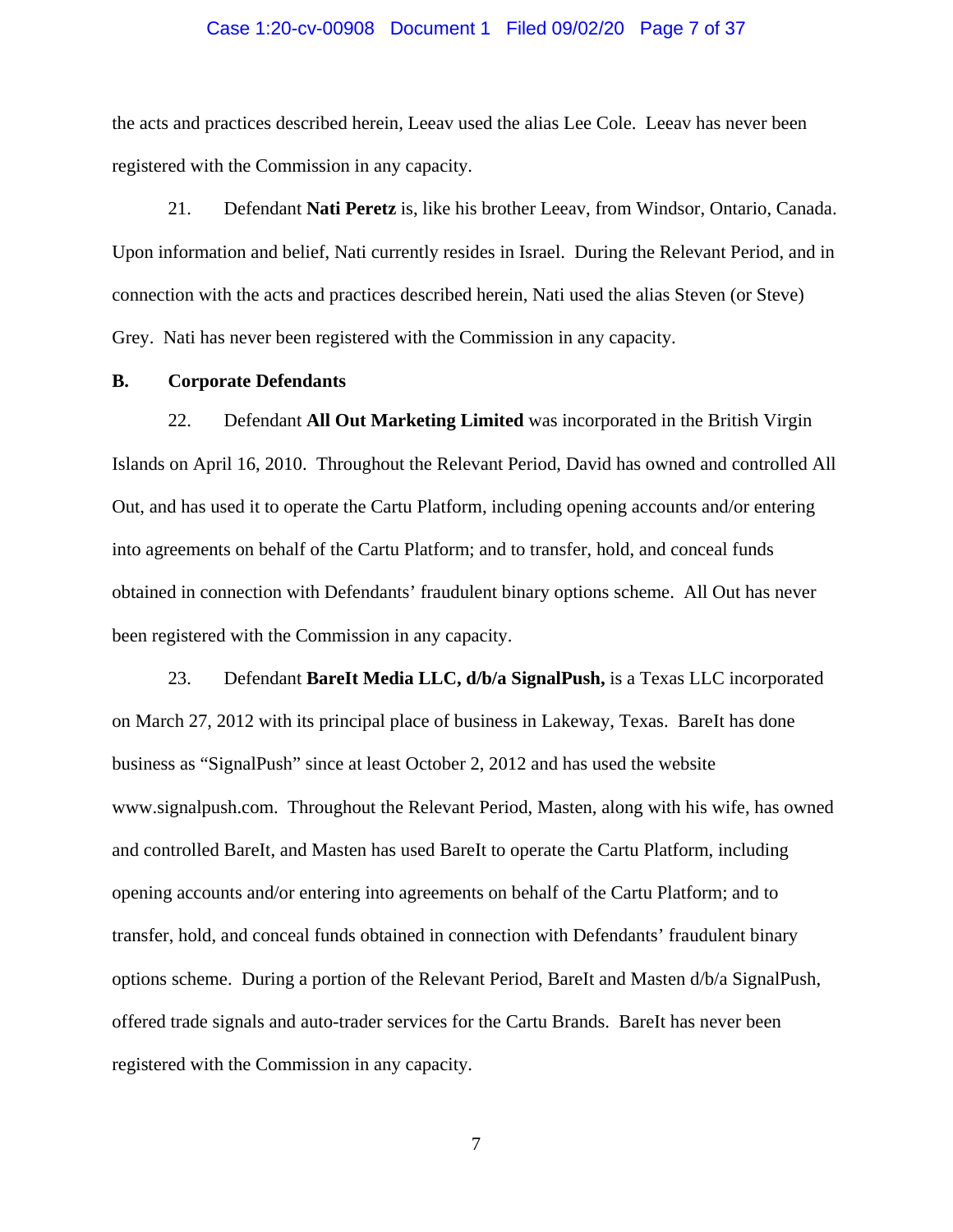the acts and practices described herein, Leeav used the alias Lee Cole. Leeav has never been registered with the Commission in any capacity.

21. Defendant **Nati Peretz** is, like his brother Leeav, from Windsor, Ontario, Canada. Upon information and belief, Nati currently resides in Israel. During the Relevant Period, and in connection with the acts and practices described herein, Nati used the alias Steven (or Steve) Grey. Nati has never been registered with the Commission in any capacity.

**B. Corporate Defendants**

22. Defendant **All Out Marketing Limited** was incorporated in the British Virgin Islands on April 16, 2010. Throughout the Relevant Period, David has owned and controlled All Out, and has used it to operate the Cartu Platform, including opening accounts and/or entering into agreements on behalf of the Cartu Platform; and to transfer, hold, and conceal funds obtained in connection with Defendants' fraudulent binary options scheme. All Out has never been registered with the Commission in any capacity.

23. Defendant **BareIt Media LLC, d/b/a SignalPush,** is a Texas LLC incorporated on March 27, 2012 with its principal place of business in Lakeway, Texas. BareIt has done business as "SignalPush" since at least October 2, 2012 and has used the website www.signalpush.com. Throughout the Relevant Period, Masten, along with his wife, has owned and controlled BareIt, and Masten has used BareIt to operate the Cartu Platform, including opening accounts and/or entering into agreements on behalf of the Cartu Platform; and to transfer, hold, and conceal funds obtained in connection with Defendants' fraudulent binary options scheme. During a portion of the Relevant Period, BareIt and Masten d/b/a SignalPush, offered trade signals and auto-trader services for the Cartu Brands. BareIt has never been registered with the Commission in any capacity.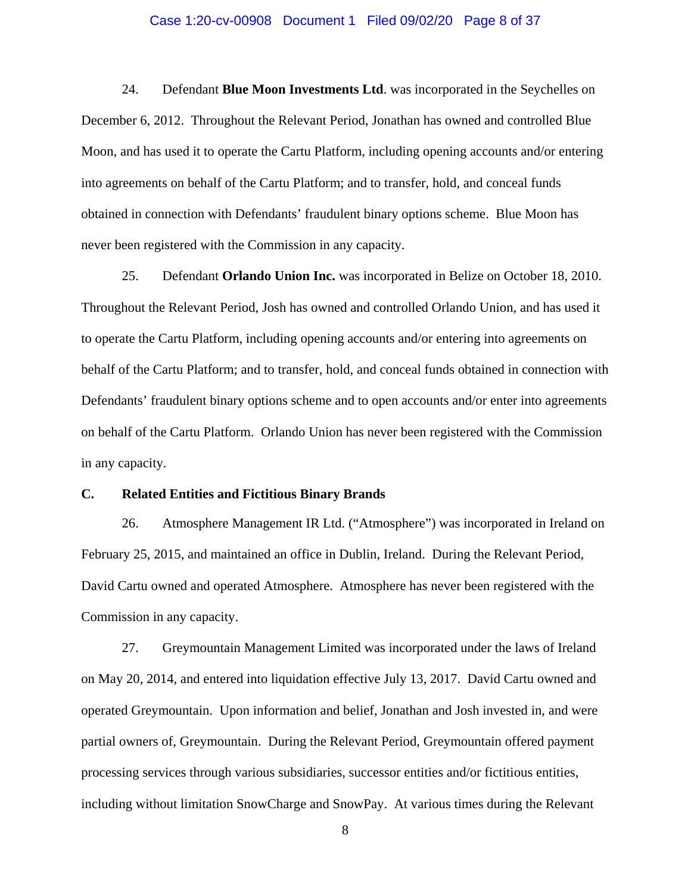24. Defendant **Blue Moon Investments Ltd**. was incorporated in the Seychelles on December 6, 2012. Throughout the Relevant Period, Jonathan has owned and controlled Blue Moon, and has used it to operate the Cartu Platform, including opening accounts and/or entering into agreements on behalf of the Cartu Platform; and to transfer, hold, and conceal funds obtained in connection with Defendants' fraudulent binary options scheme. Blue Moon has never been registered with the Commission in any capacity.

25. Defendant **Orlando Union Inc.** was incorporated in Belize on October 18, 2010. Throughout the Relevant Period, Josh has owned and controlled Orlando Union, and has used it to operate the Cartu Platform, including opening accounts and/or entering into agreements on behalf of the Cartu Platform; and to transfer, hold, and conceal funds obtained in connection with Defendants' fraudulent binary options scheme and to open accounts and/or enter into agreements on behalf of the Cartu Platform. Orlando Union has never been registered with the Commission in any capacity.

### C. Related Entities and Fictitious Binary Brands

26. Atmosphere Management IR Ltd. ("Atmosphere") was incorporated in Ireland on February 25, 2015, and maintained an office in Dublin, Ireland. During the Relevant Period, David Cartu owned and operated Atmosphere. Atmosphere has never been registered with the Commission in any capacity.

27. Greymountain Management Limited was incorporated under the laws of Ireland on May 20, 2014, and entered into liquidation effective July 13, 2017. David Cartu owned and operated Greymountain. Upon information and belief, Jonathan and Josh invested in, and were partial owners of, Greymountain. During the Relevant Period, Greymountain offered payment processing services through various subsidiaries, successor entities and/or fictitious entities, including without limitation SnowCharge and SnowPay. At various times during the Relevant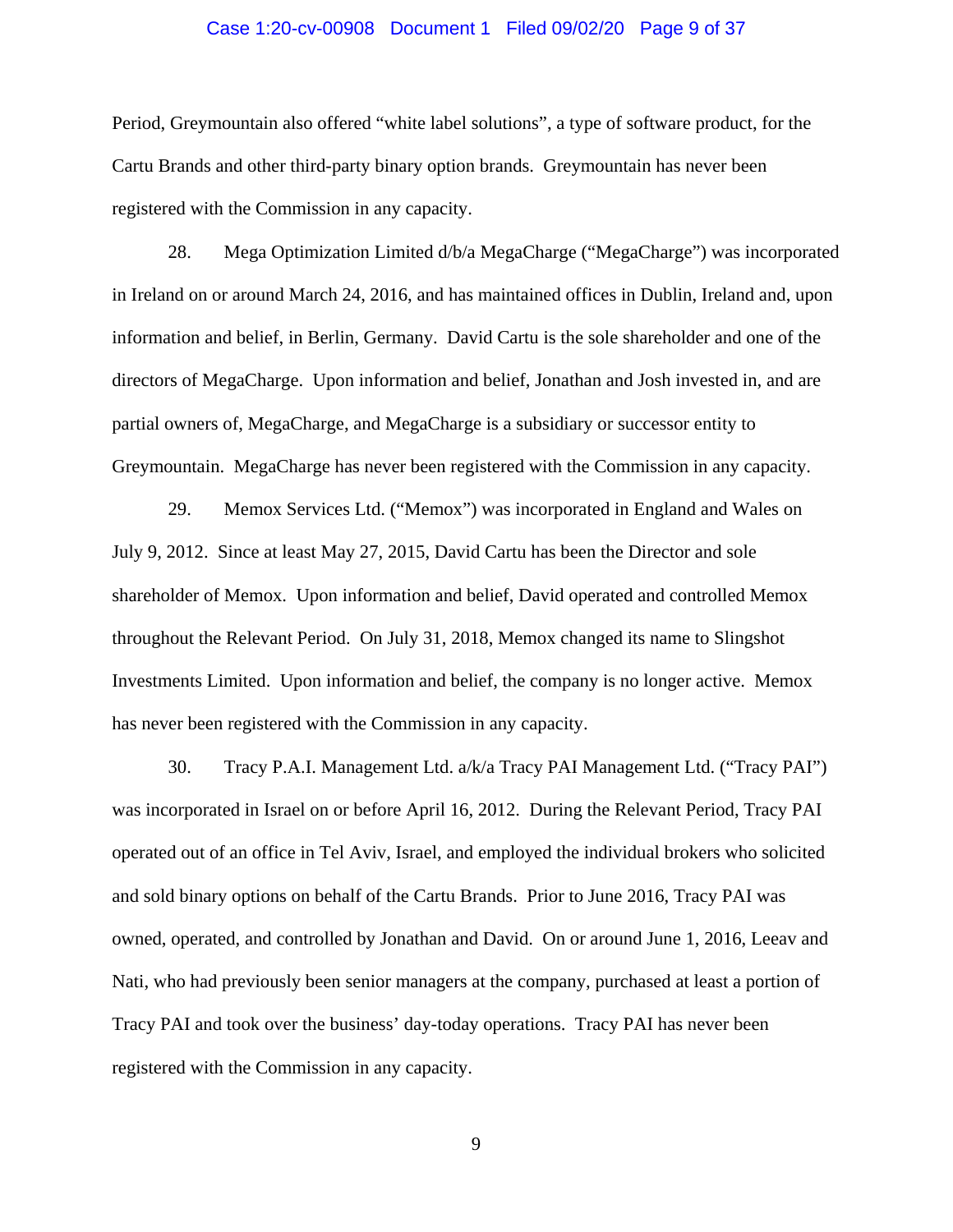Period, Greymountain also offered “white label solutions”, a type of software product, for the Cartu Brands and other third-party binary option brands. Greymountain has never been registered with the Commission in any capacity.

28. Mega Optimization Limited d/b/a MegaCharge (“MegaCharge”) was incorporated in Ireland on or around March 24, 2016, and has maintained offices in Dublin, Ireland and, upon information and belief, in Berlin, Germany. David Cartu is the sole shareholder and one of the directors of MegaCharge. Upon information and belief, Jonathan and Josh invested in, and are partial owners of, MegaCharge, and MegaCharge is a subsidiary or successor entity to Greymountain. MegaCharge has never been registered with the Commission in any capacity.

29. Memox Services Ltd. (“Memox”) was incorporated in England and Wales on July 9, 2012. Since at least May 27, 2015, David Cartu has been the Director and sole shareholder of Memox. Upon information and belief, David operated and controlled Memox throughout the Relevant Period. On July 31, 2018, Memox changed its name to Slingshot Investments Limited. Upon information and belief, the company is no longer active. Memox has never been registered with the Commission in any capacity.

30. Tracy P.A.I. Management Ltd. a/k/a Tracy PAI Management Ltd. (“Tracy PAI”) was incorporated in Israel on or before April 16, 2012. During the Relevant Period, Tracy PAI operated out of an office in Tel Aviv, Israel, and employed the individual brokers who solicited and sold binary options on behalf of the Cartu Brands. Prior to June 2016, Tracy PAI was owned, operated, and controlled by Jonathan and David. On or around June 1, 2016, Leeav and Nati, who had previously been senior managers at the company, purchased at least a portion of Tracy PAI and took over the business’ day-today operations. Tracy PAI has never been registered with the Commission in any capacity.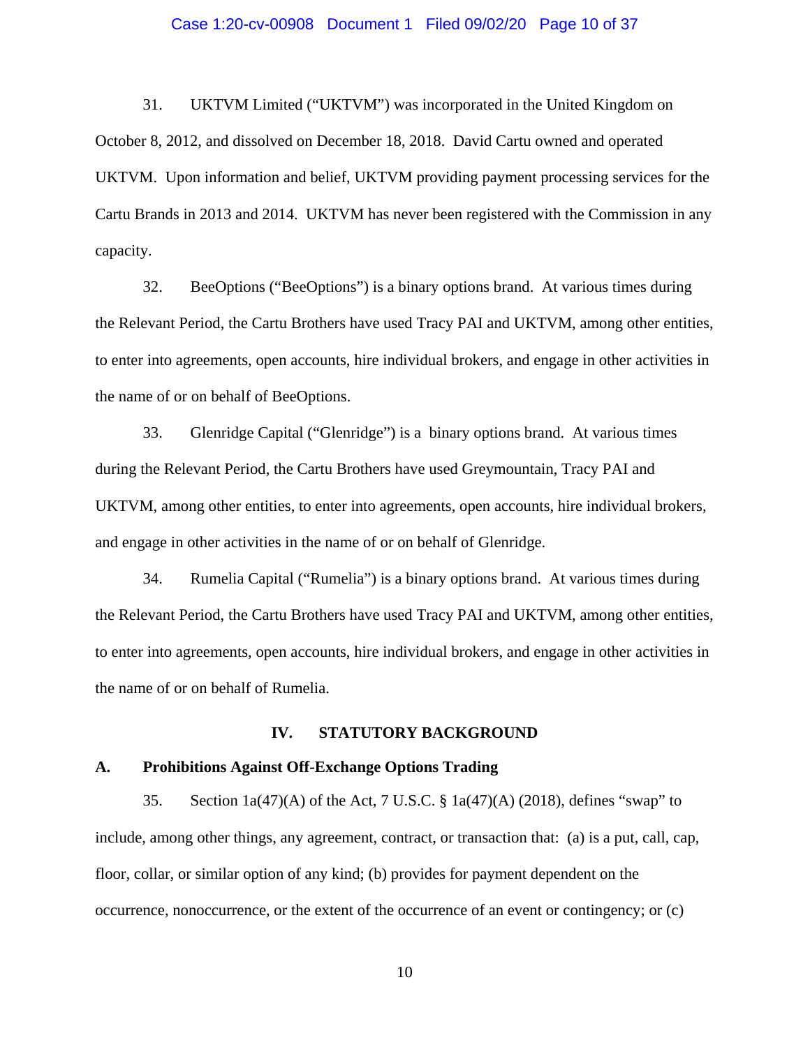31. UKTVM Limited ("UKTVM") was incorporated in the United Kingdom on October 8, 2012, and dissolved on December 18, 2018. David Cartu owned and operated UKTVM. Upon information and belief, UKTVM providing payment processing services for the Cartu Brands in 2013 and 2014. UKTVM has never been registered with the Commission in any capacity.

32. BeeOptions ("BeeOptions") is a binary options brand. At various times during the Relevant Period, the Cartu Brothers have used Tracy PAI and UKTVM, among other entities, to enter into agreements, open accounts, hire individual brokers, and engage in other activities in the name of or on behalf of BeeOptions.

33. Glenridge Capital ("Glenridge") is a binary options brand. At various times during the Relevant Period, the Cartu Brothers have used Greymountain, Tracy PAI and UKTVM, among other entities, to enter into agreements, open accounts, hire individual brokers, and engage in other activities in the name of or on behalf of Glenridge.

34. Rumelia Capital ("Rumelia") is a binary options brand. At various times during the Relevant Period, the Cartu Brothers have used Tracy PAI and UKTVM, among other entities, to enter into agreements, open accounts, hire individual brokers, and engage in other activities in the name of or on behalf of Rumelia.

## IV. STATUTORY BACKGROUND

### A. Prohibitions Against Off-Exchange Options Trading

35. Section 1a(47)(A) of the Act, 7 U.S.C. § 1a(47)(A) (2018), defines "swap" to include, among other things, any agreement, contract, or transaction that: (a) is a put, call, cap, floor, collar, or similar option of any kind; (b) provides for payment dependent on the occurrence, nonoccurrence, or the extent of the occurrence of an event or contingency; or (c)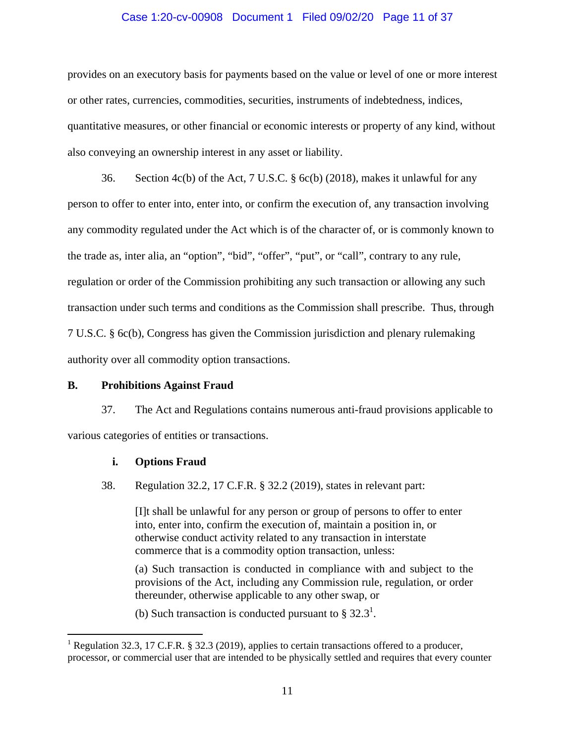provides on an executory basis for payments based on the value or level of one or more interest or other rates, currencies, commodities, securities, instruments of indebtedness, indices, quantitative measures, or other financial or economic interests or property of any kind, without also conveying an ownership interest in any asset or liability.

36. Section 4c(b) of the Act, 7 U.S.C. § 6c(b) (2018), makes it unlawful for any person to offer to enter into, enter into, or confirm the execution of, any transaction involving any commodity regulated under the Act which is of the character of, or is commonly known to the trade as, inter alia, an "option", "bid", "offer", "put", or "call", contrary to any rule, regulation or order of the Commission prohibiting any such transaction or allowing any such transaction under such terms and conditions as the Commission shall prescribe. Thus, through 7 U.S.C. § 6c(b), Congress has given the Commission jurisdiction and plenary rulemaking authority over all commodity option transactions.

## B. Prohibitions Against Fraud

37. The Act and Regulations contains numerous anti-fraud provisions applicable to various categories of entities or transactions.

### i. Options Fraud

38. Regulation 32.2, 17 C.F.R. § 32.2 (2019), states in relevant part:

> [I]t shall be unlawful for any person or group of persons to offer to enter into, enter into, confirm the execution of, maintain a position in, or otherwise conduct activity related to any transaction in interstate commerce that is a commodity option transaction, unless:
>
> (a) Such transaction is conducted in compliance with and subject to the provisions of the Act, including any Commission rule, regulation, or order thereunder, otherwise applicable to any other swap, or
>
> (b) Such transaction is conducted pursuant to § 32.3[1].

[1] Regulation 32.3, 17 C.F.R. § 32.3 (2019), applies to certain transactions offered to a producer, processor, or commercial user that are intended to be physically settled and requires that every counter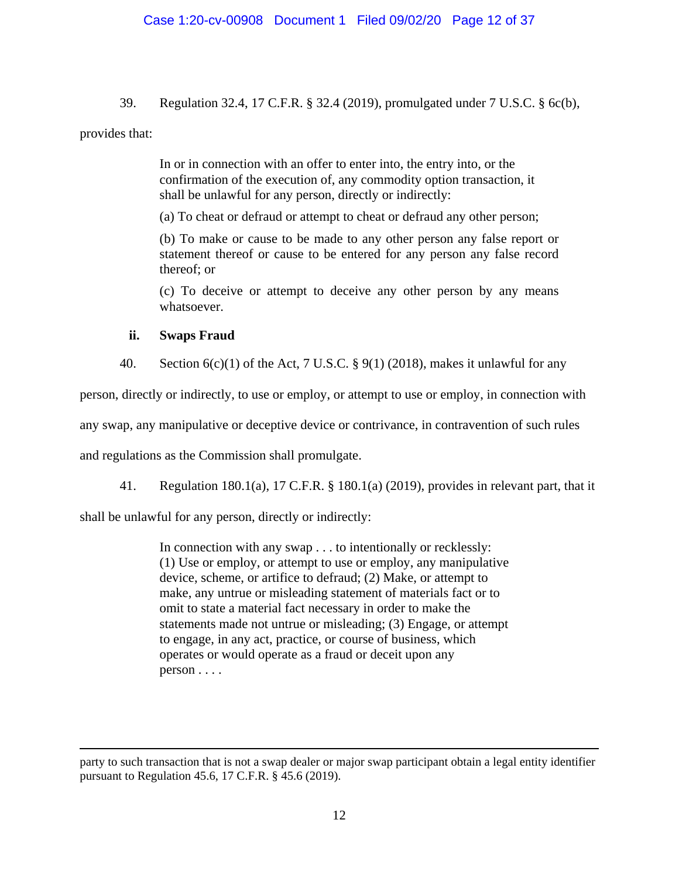39. Regulation 32.4, 17 C.F.R. § 32.4 (2019), promulgated under 7 U.S.C. § 6c(b), provides that:

> In or in connection with an offer to enter into, the entry into, or the confirmation of the execution of, any commodity option transaction, it shall be unlawful for any person, directly or indirectly:
>
> (a) To cheat or defraud or attempt to cheat or defraud any other person;
>
> (b) To make or cause to be made to any other person any false report or statement thereof or cause to be entered for any person any false record thereof; or
>
> (c) To deceive or attempt to deceive any other person by any means whatsoever.

**ii. Swaps Fraud**

40. Section 6(c)(1) of the Act, 7 U.S.C. § 9(1) (2018), makes it unlawful for any person, directly or indirectly, to use or employ, or attempt to use or employ, in connection with any swap, any manipulative or deceptive device or contrivance, in contravention of such rules and regulations as the Commission shall promulgate.

41. Regulation 180.1(a), 17 C.F.R. § 180.1(a) (2019), provides in relevant part, that it shall be unlawful for any person, directly or indirectly:

> In connection with any swap . . . to intentionally or recklessly: (1) Use or employ, or attempt to use or employ, any manipulative device, scheme, or artifice to defraud; (2) Make, or attempt to make, any untrue or misleading statement of materials fact or to omit to state a material fact necessary in order to make the statements made not untrue or misleading; (3) Engage, or attempt to engage, in any act, practice, or course of business, which operates or would operate as a fraud or deceit upon any person . . . .

---

party to such transaction that is not a swap dealer or major swap participant obtain a legal entity identifier pursuant to Regulation 45.6, 17 C.F.R. § 45.6 (2019).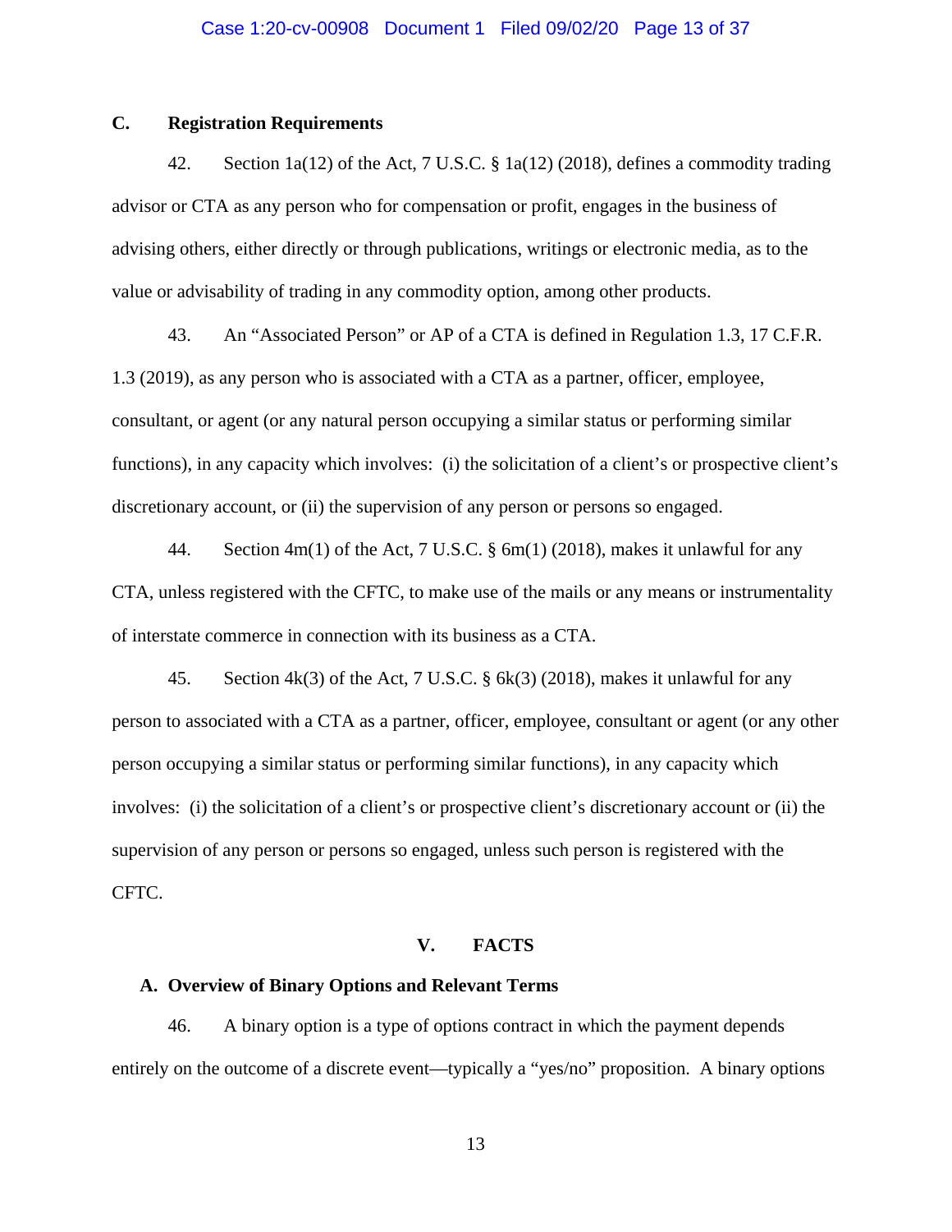### C. Registration Requirements

42. Section 1a(12) of the Act, 7 U.S.C. § 1a(12) (2018), defines a commodity trading advisor or CTA as any person who for compensation or profit, engages in the business of advising others, either directly or through publications, writings or electronic media, as to the value or advisability of trading in any commodity option, among other products.

43. An "Associated Person" or AP of a CTA is defined in Regulation 1.3, 17 C.F.R. 1.3 (2019), as any person who is associated with a CTA as a partner, officer, employee, consultant, or agent (or any natural person occupying a similar status or performing similar functions), in any capacity which involves: (i) the solicitation of a client's or prospective client's discretionary account, or (ii) the supervision of any person or persons so engaged.

44. Section 4m(1) of the Act, 7 U.S.C. § 6m(1) (2018), makes it unlawful for any CTA, unless registered with the CFTC, to make use of the mails or any means or instrumentality of interstate commerce in connection with its business as a CTA.

45. Section 4k(3) of the Act, 7 U.S.C. § 6k(3) (2018), makes it unlawful for any person to associated with a CTA as a partner, officer, employee, consultant or agent (or any other person occupying a similar status or performing similar functions), in any capacity which involves: (i) the solicitation of a client's or prospective client's discretionary account or (ii) the supervision of any person or persons so engaged, unless such person is registered with the CFTC.

## V. FACTS

### A. Overview of Binary Options and Relevant Terms

46. A binary option is a type of options contract in which the payment depends entirely on the outcome of a discrete event—typically a "yes/no" proposition. A binary options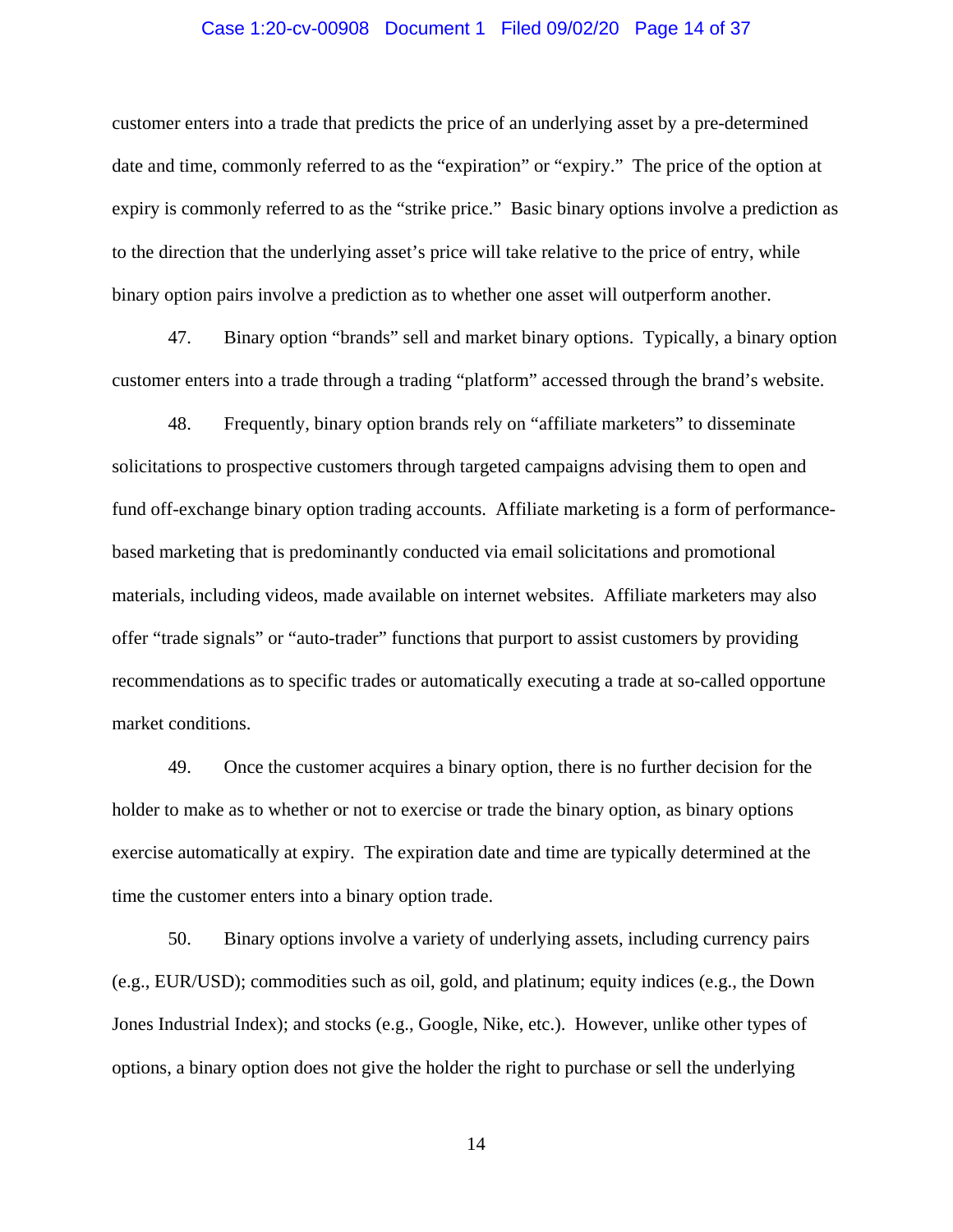customer enters into a trade that predicts the price of an underlying asset by a pre-determined date and time, commonly referred to as the "expiration" or "expiry." The price of the option at expiry is commonly referred to as the "strike price." Basic binary options involve a prediction as to the direction that the underlying asset's price will take relative to the price of entry, while binary option pairs involve a prediction as to whether one asset will outperform another.

47. Binary option "brands" sell and market binary options. Typically, a binary option customer enters into a trade through a trading "platform" accessed through the brand's website.

48. Frequently, binary option brands rely on "affiliate marketers" to disseminate solicitations to prospective customers through targeted campaigns advising them to open and fund off-exchange binary option trading accounts. Affiliate marketing is a form of performance-based marketing that is predominantly conducted via email solicitations and promotional materials, including videos, made available on internet websites. Affiliate marketers may also offer "trade signals" or "auto-trader" functions that purport to assist customers by providing recommendations as to specific trades or automatically executing a trade at so-called opportune market conditions.

49. Once the customer acquires a binary option, there is no further decision for the holder to make as to whether or not to exercise or trade the binary option, as binary options exercise automatically at expiry. The expiration date and time are typically determined at the time the customer enters into a binary option trade.

50. Binary options involve a variety of underlying assets, including currency pairs (e.g., EUR/USD); commodities such as oil, gold, and platinum; equity indices (e.g., the Down Jones Industrial Index); and stocks (e.g., Google, Nike, etc.). However, unlike other types of options, a binary option does not give the holder the right to purchase or sell the underlying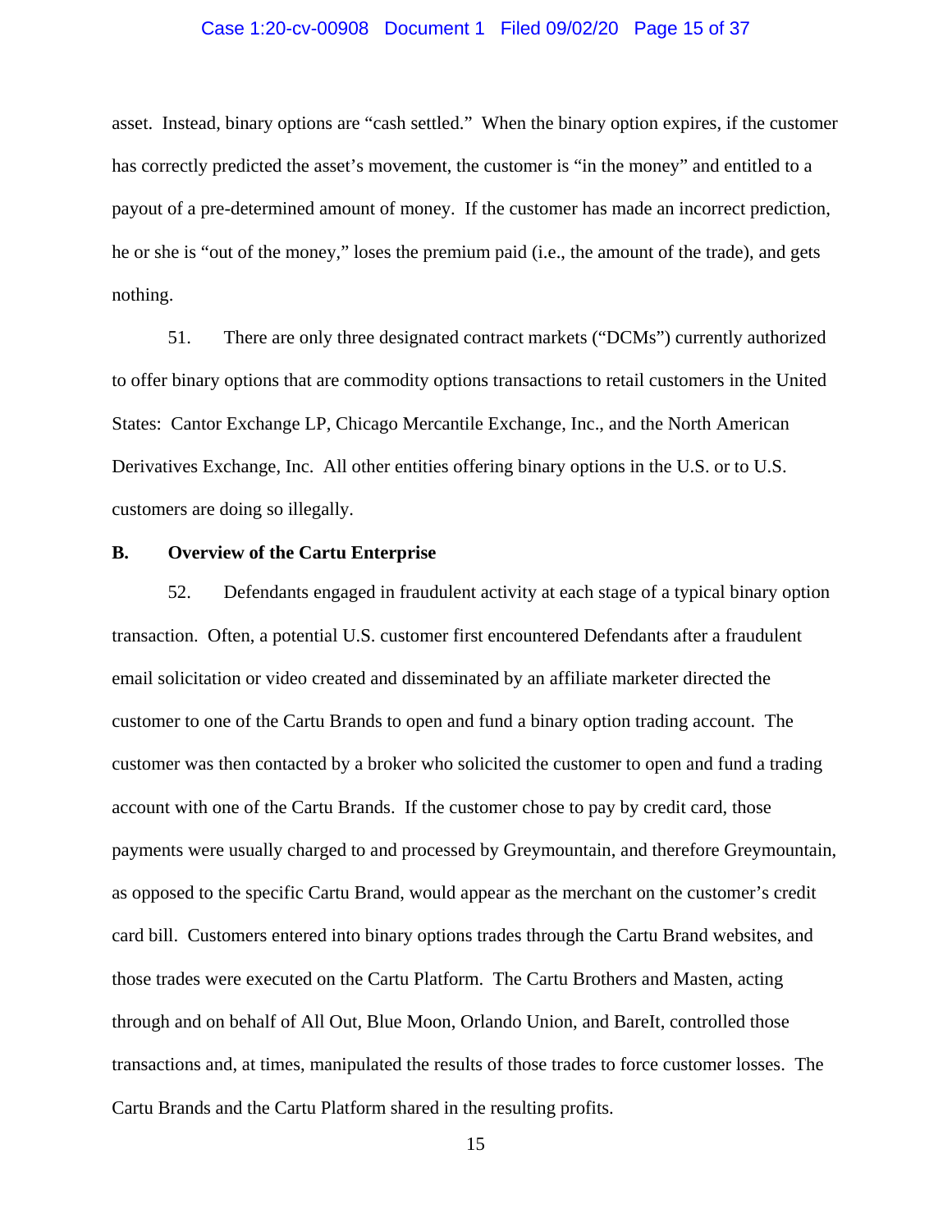asset. Instead, binary options are "cash settled." When the binary option expires, if the customer has correctly predicted the asset's movement, the customer is "in the money" and entitled to a payout of a pre-determined amount of money. If the customer has made an incorrect prediction, he or she is "out of the money," loses the premium paid (i.e., the amount of the trade), and gets nothing.

51. There are only three designated contract markets ("DCMs") currently authorized to offer binary options that are commodity options transactions to retail customers in the United States: Cantor Exchange LP, Chicago Mercantile Exchange, Inc., and the North American Derivatives Exchange, Inc. All other entities offering binary options in the U.S. or to U.S. customers are doing so illegally.

**B. Overview of the Cartu Enterprise**

52. Defendants engaged in fraudulent activity at each stage of a typical binary option transaction. Often, a potential U.S. customer first encountered Defendants after a fraudulent email solicitation or video created and disseminated by an affiliate marketer directed the customer to one of the Cartu Brands to open and fund a binary option trading account. The customer was then contacted by a broker who solicited the customer to open and fund a trading account with one of the Cartu Brands. If the customer chose to pay by credit card, those payments were usually charged to and processed by Greymountain, and therefore Greymountain, as opposed to the specific Cartu Brand, would appear as the merchant on the customer's credit card bill. Customers entered into binary options trades through the Cartu Brand websites, and those trades were executed on the Cartu Platform. The Cartu Brothers and Masten, acting through and on behalf of All Out, Blue Moon, Orlando Union, and BareIt, controlled those transactions and, at times, manipulated the results of those trades to force customer losses. The Cartu Brands and the Cartu Platform shared in the resulting profits.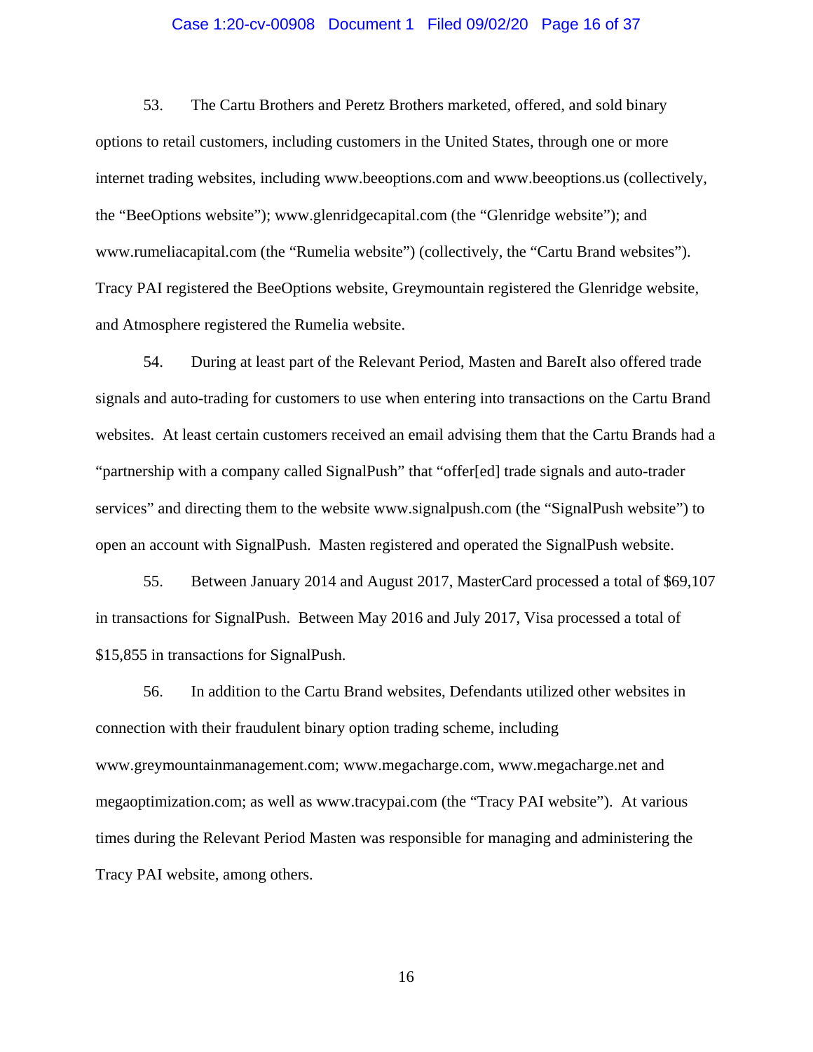53. The Cartu Brothers and Peretz Brothers marketed, offered, and sold binary options to retail customers, including customers in the United States, through one or more internet trading websites, including www.beeoptions.com and www.beeoptions.us (collectively, the "BeeOptions website"); www.glenridgecapital.com (the "Glenridge website"); and www.rumeliacapital.com (the "Rumelia website") (collectively, the "Cartu Brand websites"). Tracy PAI registered the BeeOptions website, Greymountain registered the Glenridge website, and Atmosphere registered the Rumelia website.

54. During at least part of the Relevant Period, Masten and BareIt also offered trade signals and auto-trading for customers to use when entering into transactions on the Cartu Brand websites. At least certain customers received an email advising them that the Cartu Brands had a "partnership with a company called SignalPush" that "offer[ed] trade signals and auto-trader services" and directing them to the website www.signalpush.com (the "SignalPush website") to open an account with SignalPush. Masten registered and operated the SignalPush website.

55. Between January 2014 and August 2017, MasterCard processed a total of $69,107 in transactions for SignalPush. Between May 2016 and July 2017, Visa processed a total of $15,855 in transactions for SignalPush.

56. In addition to the Cartu Brand websites, Defendants utilized other websites in connection with their fraudulent binary option trading scheme, including www.greymountainmanagement.com; www.megacharge.com, www.megacharge.net and megaoptimization.com; as well as www.tracypai.com (the "Tracy PAI website"). At various times during the Relevant Period Masten was responsible for managing and administering the Tracy PAI website, among others.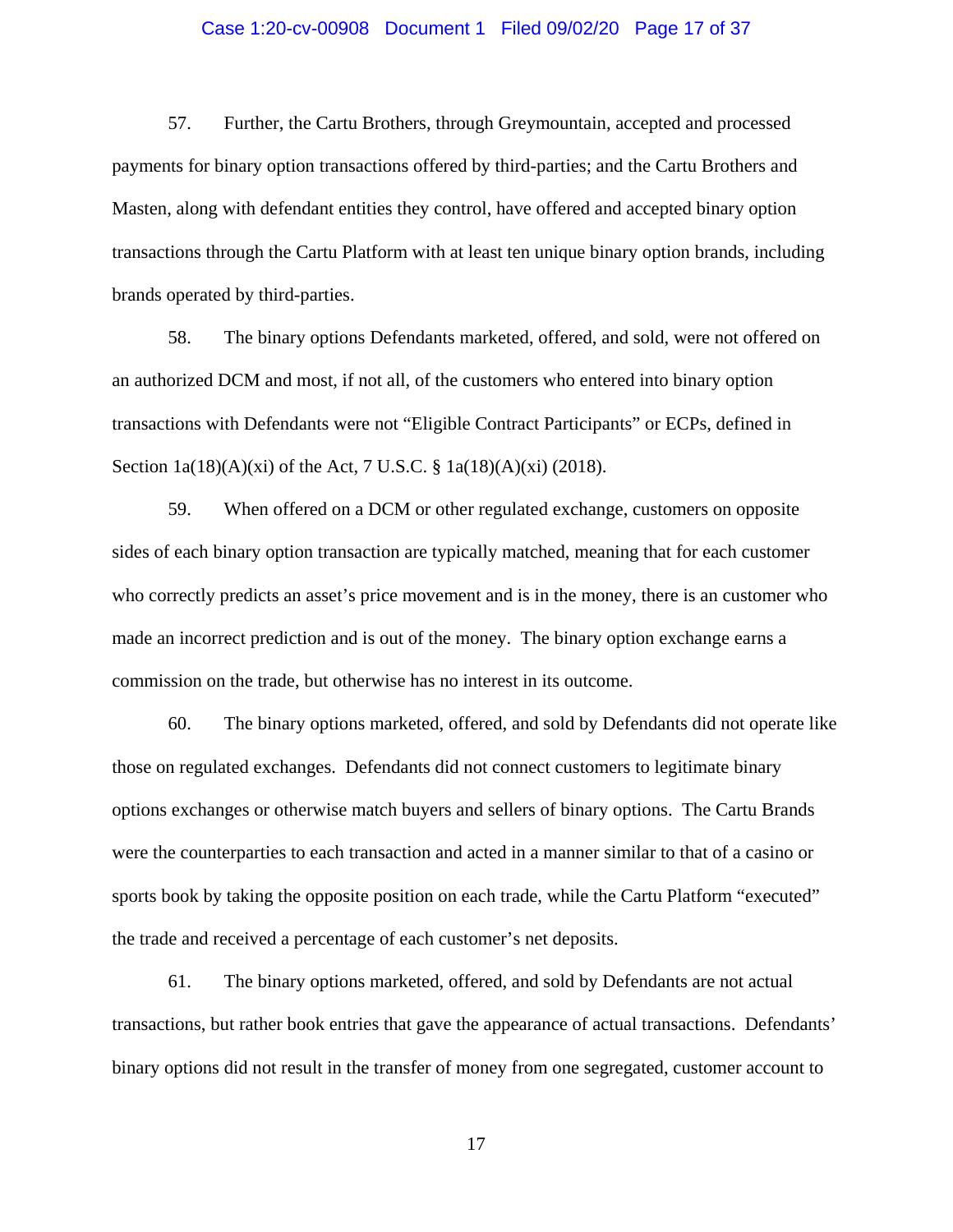57. Further, the Cartu Brothers, through Greymountain, accepted and processed payments for binary option transactions offered by third-parties; and the Cartu Brothers and Masten, along with defendant entities they control, have offered and accepted binary option transactions through the Cartu Platform with at least ten unique binary option brands, including brands operated by third-parties.

58. The binary options Defendants marketed, offered, and sold, were not offered on an authorized DCM and most, if not all, of the customers who entered into binary option transactions with Defendants were not "Eligible Contract Participants" or ECPs, defined in Section 1a(18)(A)(xi) of the Act, 7 U.S.C. § 1a(18)(A)(xi) (2018).

59. When offered on a DCM or other regulated exchange, customers on opposite sides of each binary option transaction are typically matched, meaning that for each customer who correctly predicts an asset's price movement and is in the money, there is an customer who made an incorrect prediction and is out of the money. The binary option exchange earns a commission on the trade, but otherwise has no interest in its outcome.

60. The binary options marketed, offered, and sold by Defendants did not operate like those on regulated exchanges. Defendants did not connect customers to legitimate binary options exchanges or otherwise match buyers and sellers of binary options. The Cartu Brands were the counterparties to each transaction and acted in a manner similar to that of a casino or sports book by taking the opposite position on each trade, while the Cartu Platform "executed" the trade and received a percentage of each customer's net deposits.

61. The binary options marketed, offered, and sold by Defendants are not actual transactions, but rather book entries that gave the appearance of actual transactions. Defendants' binary options did not result in the transfer of money from one segregated, customer account to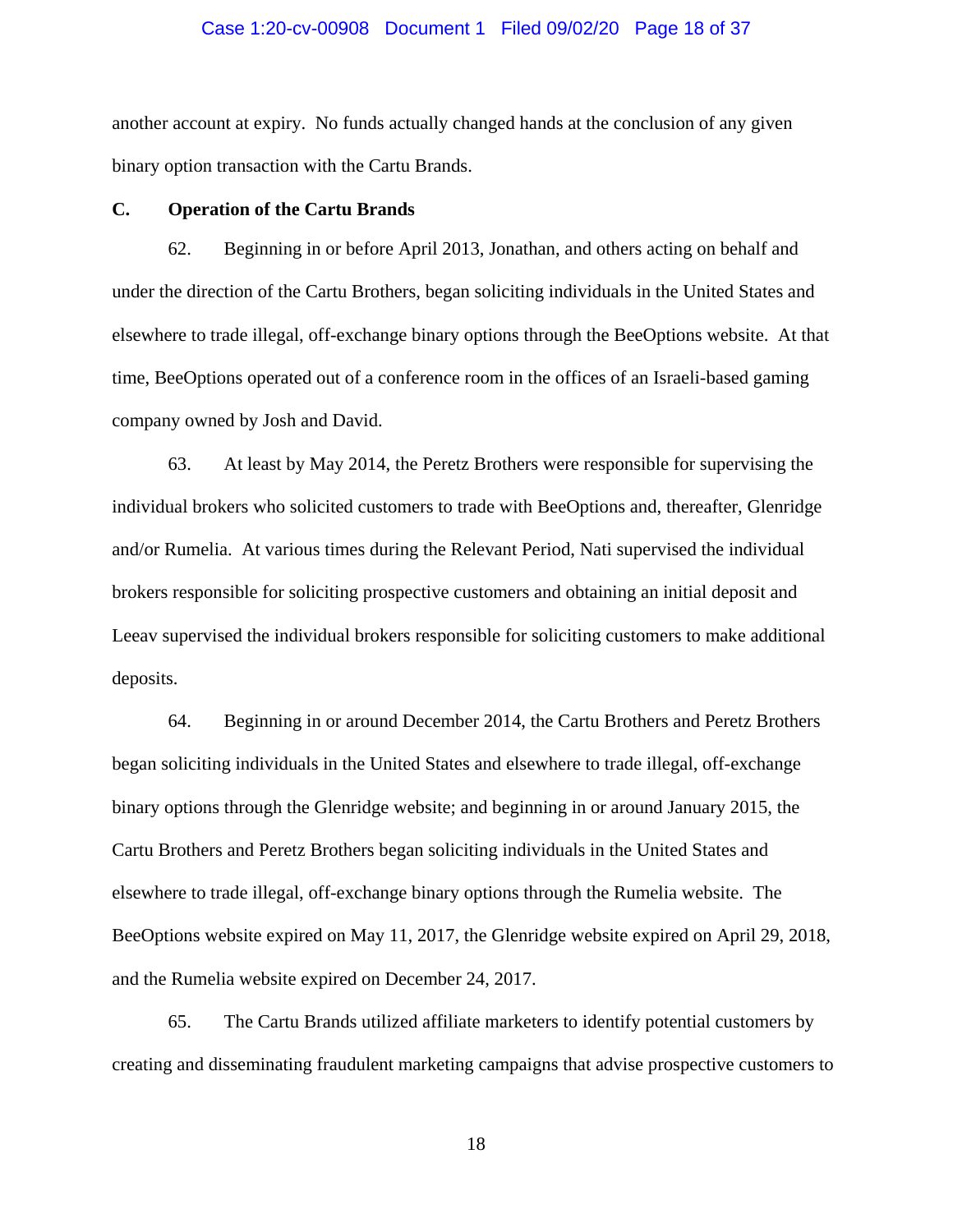another account at expiry. No funds actually changed hands at the conclusion of any given binary option transaction with the Cartu Brands.

**C. Operation of the Cartu Brands**

62. Beginning in or before April 2013, Jonathan, and others acting on behalf and under the direction of the Cartu Brothers, began soliciting individuals in the United States and elsewhere to trade illegal, off-exchange binary options through the BeeOptions website. At that time, BeeOptions operated out of a conference room in the offices of an Israeli-based gaming company owned by Josh and David.

63. At least by May 2014, the Peretz Brothers were responsible for supervising the individual brokers who solicited customers to trade with BeeOptions and, thereafter, Glenridge and/or Rumelia. At various times during the Relevant Period, Nati supervised the individual brokers responsible for soliciting prospective customers and obtaining an initial deposit and Leeav supervised the individual brokers responsible for soliciting customers to make additional deposits.

64. Beginning in or around December 2014, the Cartu Brothers and Peretz Brothers began soliciting individuals in the United States and elsewhere to trade illegal, off-exchange binary options through the Glenridge website; and beginning in or around January 2015, the Cartu Brothers and Peretz Brothers began soliciting individuals in the United States and elsewhere to trade illegal, off-exchange binary options through the Rumelia website. The BeeOptions website expired on May 11, 2017, the Glenridge website expired on April 29, 2018, and the Rumelia website expired on December 24, 2017.

65. The Cartu Brands utilized affiliate marketers to identify potential customers by creating and disseminating fraudulent marketing campaigns that advise prospective customers to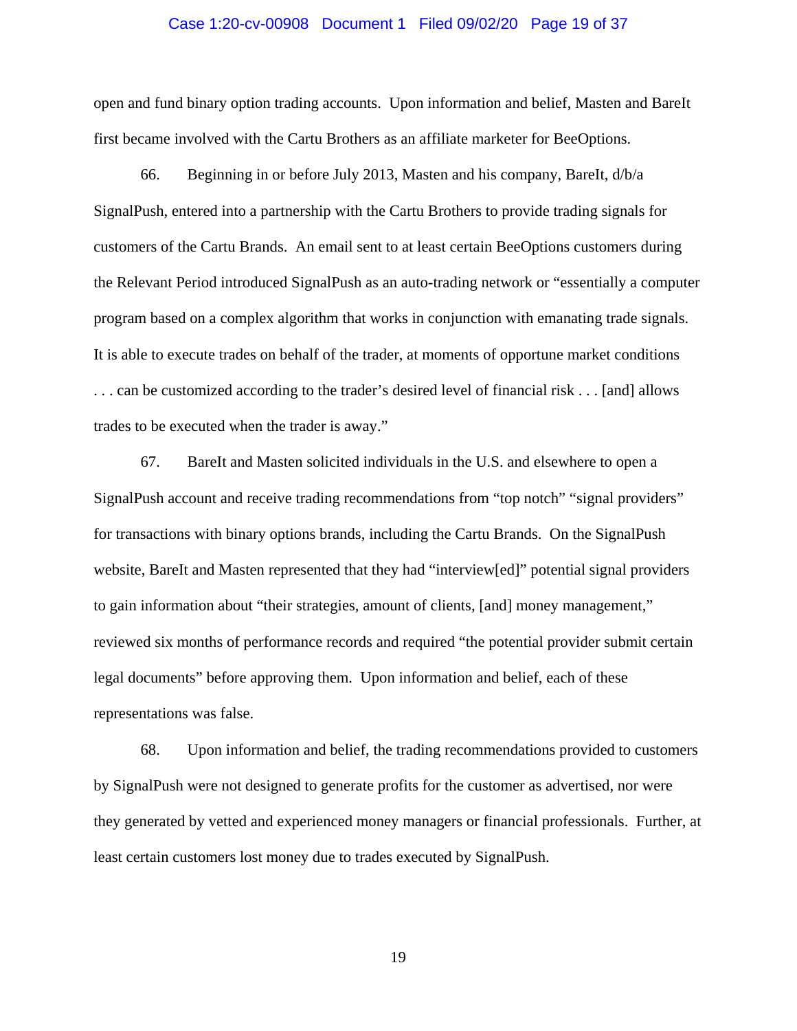open and fund binary option trading accounts. Upon information and belief, Masten and BareIt first became involved with the Cartu Brothers as an affiliate marketer for BeeOptions.

66. Beginning in or before July 2013, Masten and his company, BareIt, d/b/a SignalPush, entered into a partnership with the Cartu Brothers to provide trading signals for customers of the Cartu Brands. An email sent to at least certain BeeOptions customers during the Relevant Period introduced SignalPush as an auto-trading network or "essentially a computer program based on a complex algorithm that works in conjunction with emanating trade signals. It is able to execute trades on behalf of the trader, at moments of opportune market conditions . . . can be customized according to the trader's desired level of financial risk . . . [and] allows trades to be executed when the trader is away."

67. BareIt and Masten solicited individuals in the U.S. and elsewhere to open a SignalPush account and receive trading recommendations from "top notch" "signal providers" for transactions with binary options brands, including the Cartu Brands. On the SignalPush website, BareIt and Masten represented that they had "interview[ed]" potential signal providers to gain information about "their strategies, amount of clients, [and] money management," reviewed six months of performance records and required "the potential provider submit certain legal documents" before approving them. Upon information and belief, each of these representations was false.

68. Upon information and belief, the trading recommendations provided to customers by SignalPush were not designed to generate profits for the customer as advertised, nor were they generated by vetted and experienced money managers or financial professionals. Further, at least certain customers lost money due to trades executed by SignalPush.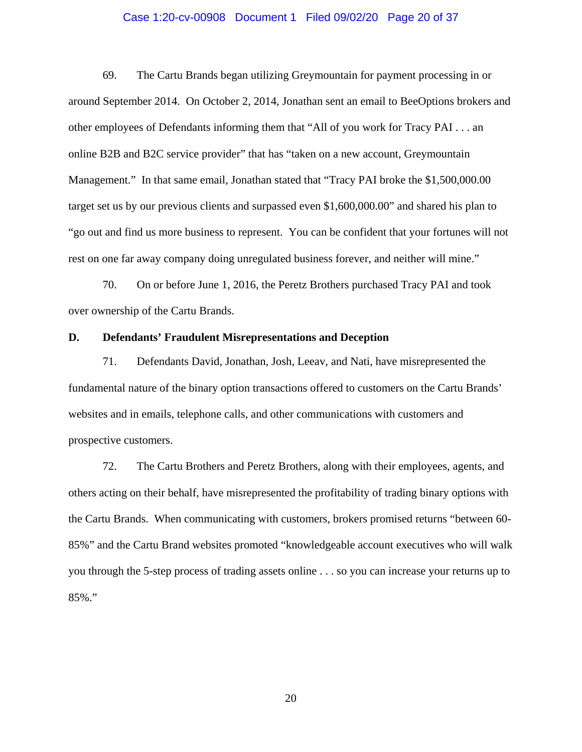69. The Cartu Brands began utilizing Greymountain for payment processing in or around September 2014. On October 2, 2014, Jonathan sent an email to BeeOptions brokers and other employees of Defendants informing them that "All of you work for Tracy PAI . . . an online B2B and B2C service provider" that has "taken on a new account, Greymountain Management." In that same email, Jonathan stated that "Tracy PAI broke the $1,500,000.00 target set us by our previous clients and surpassed even $1,600,000.00" and shared his plan to "go out and find us more business to represent. You can be confident that your fortunes will not rest on one far away company doing unregulated business forever, and neither will mine."

70. On or before June 1, 2016, the Peretz Brothers purchased Tracy PAI and took over ownership of the Cartu Brands.

**D. Defendants' Fraudulent Misrepresentations and Deception**

71. Defendants David, Jonathan, Josh, Leeav, and Nati, have misrepresented the fundamental nature of the binary option transactions offered to customers on the Cartu Brands' websites and in emails, telephone calls, and other communications with customers and prospective customers.

72. The Cartu Brothers and Peretz Brothers, along with their employees, agents, and others acting on their behalf, have misrepresented the profitability of trading binary options with the Cartu Brands. When communicating with customers, brokers promised returns "between 60-85%" and the Cartu Brand websites promoted "knowledgeable account executives who will walk you through the 5-step process of trading assets online . . . so you can increase your returns up to 85%."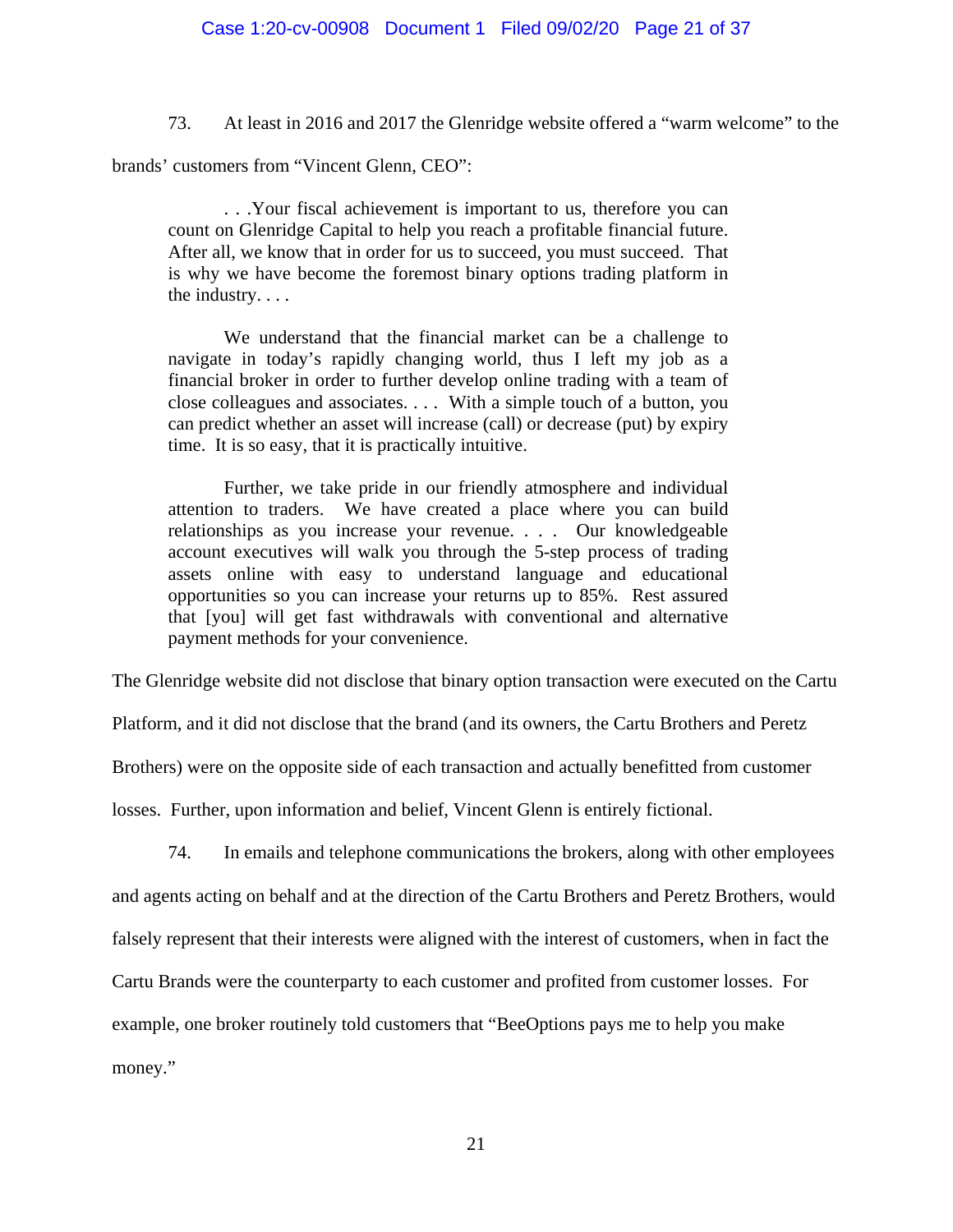73. At least in 2016 and 2017 the Glenridge website offered a "warm welcome" to the brands' customers from "Vincent Glenn, CEO":

> . . .Your fiscal achievement is important to us, therefore you can count on Glenridge Capital to help you reach a profitable financial future. After all, we know that in order for us to succeed, you must succeed. That is why we have become the foremost binary options trading platform in the industry. . . .
>
> We understand that the financial market can be a challenge to navigate in today's rapidly changing world, thus I left my job as a financial broker in order to further develop online trading with a team of close colleagues and associates. . . . With a simple touch of a button, you can predict whether an asset will increase (call) or decrease (put) by expiry time. It is so easy, that it is practically intuitive.
>
> Further, we take pride in our friendly atmosphere and individual attention to traders. We have created a place where you can build relationships as you increase your revenue. . . . Our knowledgeable account executives will walk you through the 5-step process of trading assets online with easy to understand language and educational opportunities so you can increase your returns up to 85%. Rest assured that [you] will get fast withdrawals with conventional and alternative payment methods for your convenience.

The Glenridge website did not disclose that binary option transaction were executed on the Cartu Platform, and it did not disclose that the brand (and its owners, the Cartu Brothers and Peretz Brothers) were on the opposite side of each transaction and actually benefitted from customer losses. Further, upon information and belief, Vincent Glenn is entirely fictional.

74. In emails and telephone communications the brokers, along with other employees and agents acting on behalf and at the direction of the Cartu Brothers and Peretz Brothers, would falsely represent that their interests were aligned with the interest of customers, when in fact the Cartu Brands were the counterparty to each customer and profited from customer losses. For example, one broker routinely told customers that "BeeOptions pays me to help you make money."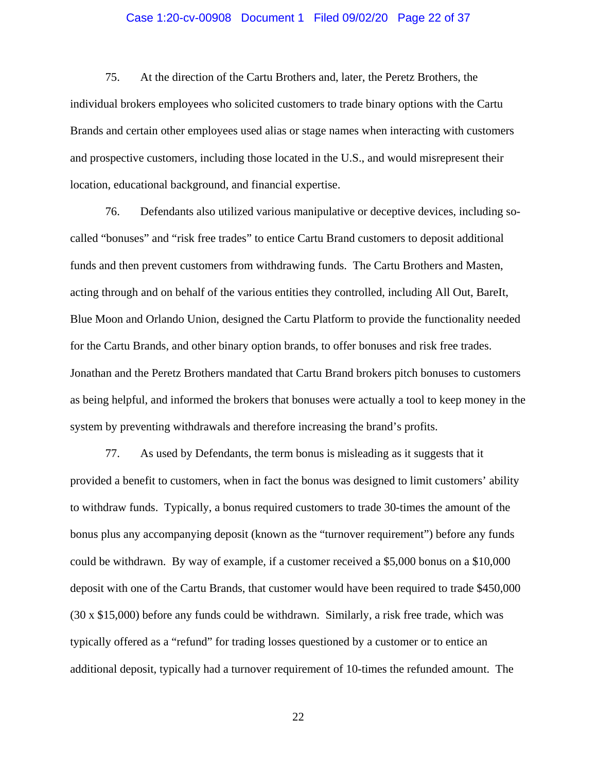75. At the direction of the Cartu Brothers and, later, the Peretz Brothers, the individual brokers employees who solicited customers to trade binary options with the Cartu Brands and certain other employees used alias or stage names when interacting with customers and prospective customers, including those located in the U.S., and would misrepresent their location, educational background, and financial expertise.

76. Defendants also utilized various manipulative or deceptive devices, including so-called "bonuses" and "risk free trades" to entice Cartu Brand customers to deposit additional funds and then prevent customers from withdrawing funds. The Cartu Brothers and Masten, acting through and on behalf of the various entities they controlled, including All Out, BareIt, Blue Moon and Orlando Union, designed the Cartu Platform to provide the functionality needed for the Cartu Brands, and other binary option brands, to offer bonuses and risk free trades. Jonathan and the Peretz Brothers mandated that Cartu Brand brokers pitch bonuses to customers as being helpful, and informed the brokers that bonuses were actually a tool to keep money in the system by preventing withdrawals and therefore increasing the brand's profits.

77. As used by Defendants, the term bonus is misleading as it suggests that it provided a benefit to customers, when in fact the bonus was designed to limit customers' ability to withdraw funds. Typically, a bonus required customers to trade 30-times the amount of the bonus plus any accompanying deposit (known as the "turnover requirement") before any funds could be withdrawn. By way of example, if a customer received a $5,000 bonus on a $10,000 deposit with one of the Cartu Brands, that customer would have been required to trade $450,000 (30 x $15,000) before any funds could be withdrawn. Similarly, a risk free trade, which was typically offered as a "refund" for trading losses questioned by a customer or to entice an additional deposit, typically had a turnover requirement of 10-times the refunded amount. The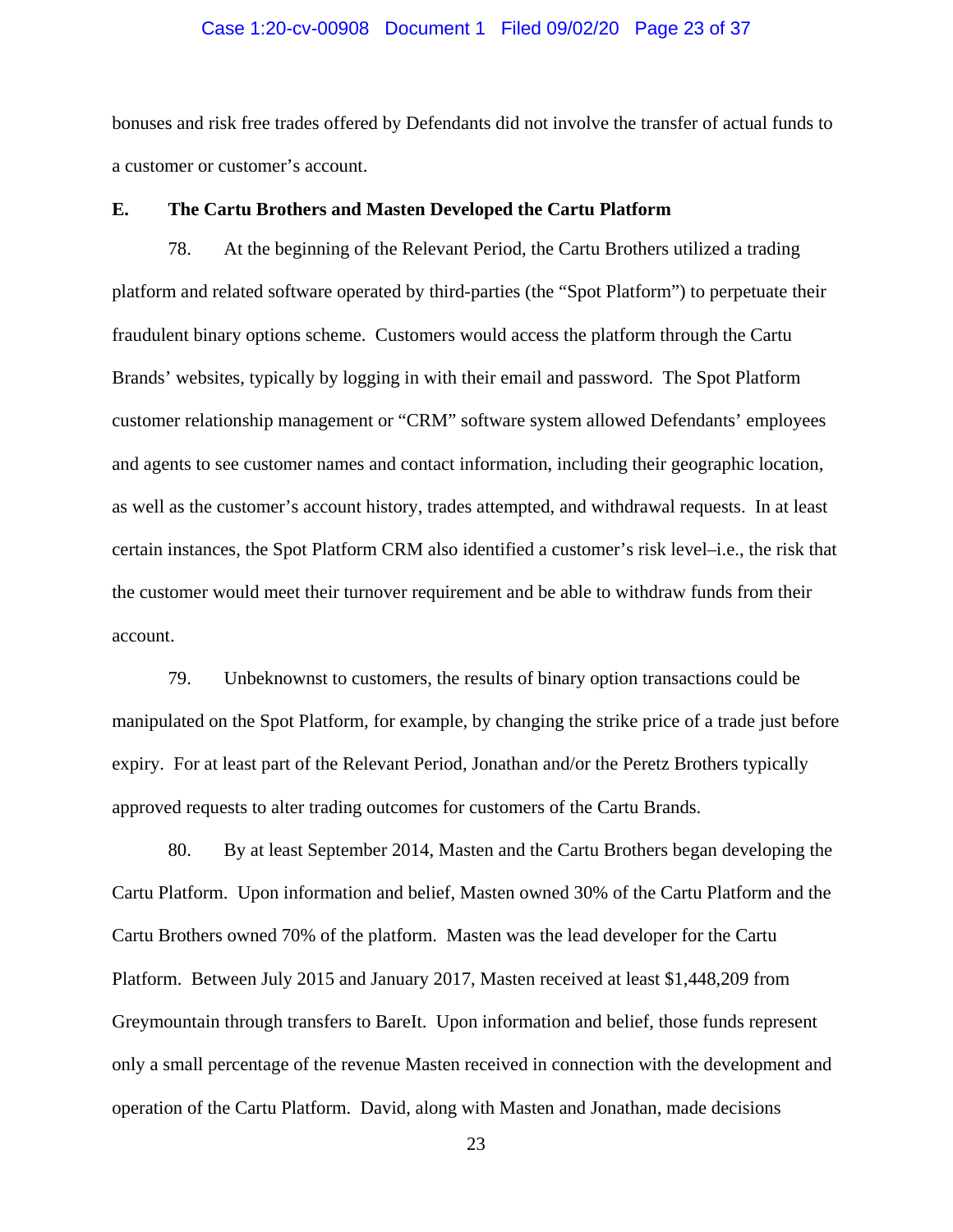bonuses and risk free trades offered by Defendants did not involve the transfer of actual funds to a customer or customer's account.

**E. The Cartu Brothers and Masten Developed the Cartu Platform**

78. At the beginning of the Relevant Period, the Cartu Brothers utilized a trading platform and related software operated by third-parties (the "Spot Platform") to perpetuate their fraudulent binary options scheme. Customers would access the platform through the Cartu Brands' websites, typically by logging in with their email and password. The Spot Platform customer relationship management or "CRM" software system allowed Defendants' employees and agents to see customer names and contact information, including their geographic location, as well as the customer's account history, trades attempted, and withdrawal requests. In at least certain instances, the Spot Platform CRM also identified a customer's risk level–i.e., the risk that the customer would meet their turnover requirement and be able to withdraw funds from their account.

79. Unbeknownst to customers, the results of binary option transactions could be manipulated on the Spot Platform, for example, by changing the strike price of a trade just before expiry. For at least part of the Relevant Period, Jonathan and/or the Peretz Brothers typically approved requests to alter trading outcomes for customers of the Cartu Brands.

80. By at least September 2014, Masten and the Cartu Brothers began developing the Cartu Platform. Upon information and belief, Masten owned 30% of the Cartu Platform and the Cartu Brothers owned 70% of the platform. Masten was the lead developer for the Cartu Platform. Between July 2015 and January 2017, Masten received at least $1,448,209 from Greymountain through transfers to BareIt. Upon information and belief, those funds represent only a small percentage of the revenue Masten received in connection with the development and operation of the Cartu Platform. David, along with Masten and Jonathan, made decisions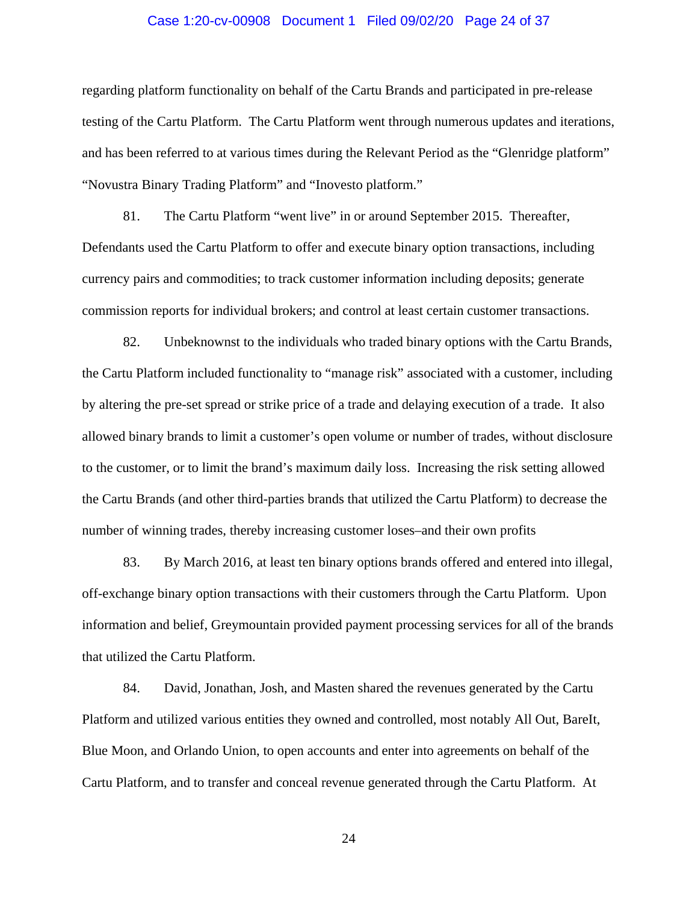regarding platform functionality on behalf of the Cartu Brands and participated in pre-release testing of the Cartu Platform. The Cartu Platform went through numerous updates and iterations, and has been referred to at various times during the Relevant Period as the "Glenridge platform" "Novustra Binary Trading Platform" and "Inovesto platform."

81. The Cartu Platform "went live" in or around September 2015. Thereafter, Defendants used the Cartu Platform to offer and execute binary option transactions, including currency pairs and commodities; to track customer information including deposits; generate commission reports for individual brokers; and control at least certain customer transactions.

82. Unbeknownst to the individuals who traded binary options with the Cartu Brands, the Cartu Platform included functionality to "manage risk" associated with a customer, including by altering the pre-set spread or strike price of a trade and delaying execution of a trade. It also allowed binary brands to limit a customer's open volume or number of trades, without disclosure to the customer, or to limit the brand's maximum daily loss. Increasing the risk setting allowed the Cartu Brands (and other third-parties brands that utilized the Cartu Platform) to decrease the number of winning trades, thereby increasing customer loses–and their own profits

83. By March 2016, at least ten binary options brands offered and entered into illegal, off-exchange binary option transactions with their customers through the Cartu Platform. Upon information and belief, Greymountain provided payment processing services for all of the brands that utilized the Cartu Platform.

84. David, Jonathan, Josh, and Masten shared the revenues generated by the Cartu Platform and utilized various entities they owned and controlled, most notably All Out, BareIt, Blue Moon, and Orlando Union, to open accounts and enter into agreements on behalf of the Cartu Platform, and to transfer and conceal revenue generated through the Cartu Platform. At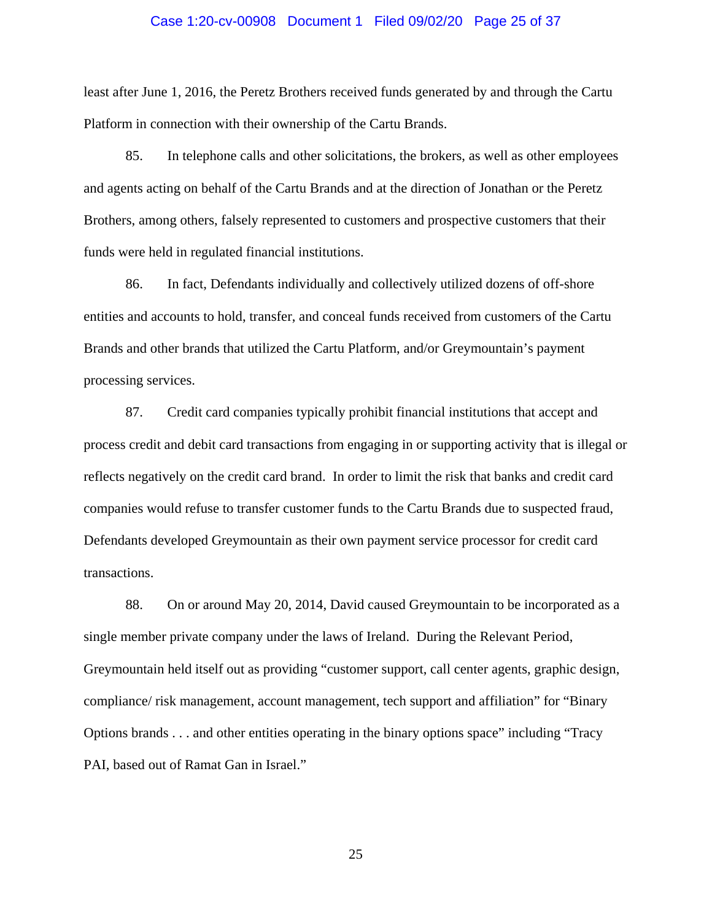least after June 1, 2016, the Peretz Brothers received funds generated by and through the Cartu Platform in connection with their ownership of the Cartu Brands.

85. In telephone calls and other solicitations, the brokers, as well as other employees and agents acting on behalf of the Cartu Brands and at the direction of Jonathan or the Peretz Brothers, among others, falsely represented to customers and prospective customers that their funds were held in regulated financial institutions.

86. In fact, Defendants individually and collectively utilized dozens of off-shore entities and accounts to hold, transfer, and conceal funds received from customers of the Cartu Brands and other brands that utilized the Cartu Platform, and/or Greymountain's payment processing services.

87. Credit card companies typically prohibit financial institutions that accept and process credit and debit card transactions from engaging in or supporting activity that is illegal or reflects negatively on the credit card brand. In order to limit the risk that banks and credit card companies would refuse to transfer customer funds to the Cartu Brands due to suspected fraud, Defendants developed Greymountain as their own payment service processor for credit card transactions.

88. On or around May 20, 2014, David caused Greymountain to be incorporated as a single member private company under the laws of Ireland. During the Relevant Period, Greymountain held itself out as providing "customer support, call center agents, graphic design, compliance/ risk management, account management, tech support and affiliation" for "Binary Options brands . . . and other entities operating in the binary options space" including "Tracy PAI, based out of Ramat Gan in Israel."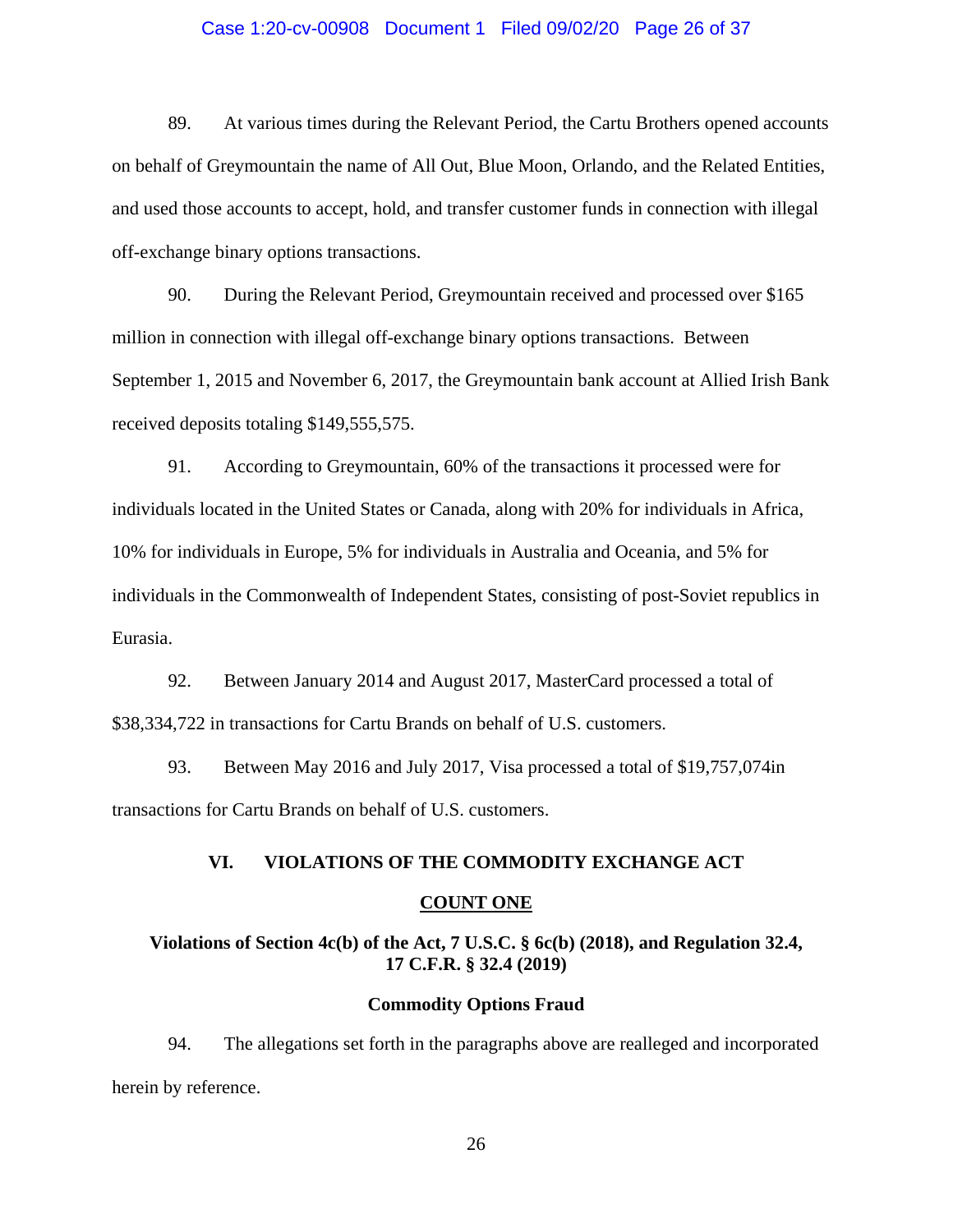89. At various times during the Relevant Period, the Cartu Brothers opened accounts on behalf of Greymountain the name of All Out, Blue Moon, Orlando, and the Related Entities, and used those accounts to accept, hold, and transfer customer funds in connection with illegal off-exchange binary options transactions.

90. During the Relevant Period, Greymountain received and processed over $165 million in connection with illegal off-exchange binary options transactions. Between September 1, 2015 and November 6, 2017, the Greymountain bank account at Allied Irish Bank received deposits totaling $149,555,575.

91. According to Greymountain, 60% of the transactions it processed were for individuals located in the United States or Canada, along with 20% for individuals in Africa, 10% for individuals in Europe, 5% for individuals in Australia and Oceania, and 5% for individuals in the Commonwealth of Independent States, consisting of post-Soviet republics in Eurasia.

92. Between January 2014 and August 2017, MasterCard processed a total of $38,334,722 in transactions for Cartu Brands on behalf of U.S. customers.

93. Between May 2016 and July 2017, Visa processed a total of $19,757,074in transactions for Cartu Brands on behalf of U.S. customers.

## VI. VIOLATIONS OF THE COMMODITY EXCHANGE ACT

### COUNT ONE

**Violations of Section 4c(b) of the Act, 7 U.S.C. § 6c(b) (2018), and Regulation 32.4, 17 C.F.R. § 32.4 (2019)**

**Commodity Options Fraud**

94. The allegations set forth in the paragraphs above are realleged and incorporated herein by reference.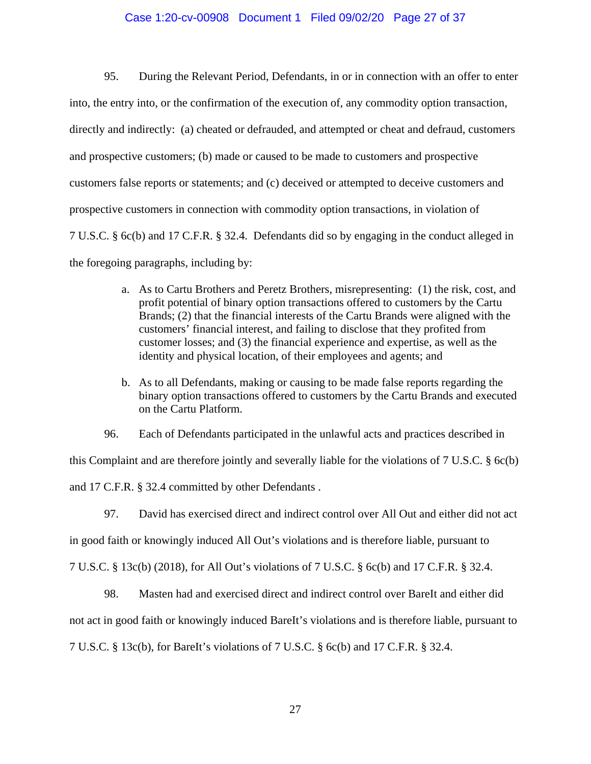95. During the Relevant Period, Defendants, in or in connection with an offer to enter into, the entry into, or the confirmation of the execution of, any commodity option transaction, directly and indirectly: (a) cheated or defrauded, and attempted or cheat and defraud, customers and prospective customers; (b) made or caused to be made to customers and prospective customers false reports or statements; and (c) deceived or attempted to deceive customers and prospective customers in connection with commodity option transactions, in violation of 7 U.S.C. § 6c(b) and 17 C.F.R. § 32.4. Defendants did so by engaging in the conduct alleged in the foregoing paragraphs, including by:

a. As to Cartu Brothers and Peretz Brothers, misrepresenting: (1) the risk, cost, and profit potential of binary option transactions offered to customers by the Cartu Brands; (2) that the financial interests of the Cartu Brands were aligned with the customers' financial interest, and failing to disclose that they profited from customer losses; and (3) the financial experience and expertise, as well as the identity and physical location, of their employees and agents; and

b. As to all Defendants, making or causing to be made false reports regarding the binary option transactions offered to customers by the Cartu Brands and executed on the Cartu Platform.

96. Each of Defendants participated in the unlawful acts and practices described in this Complaint and are therefore jointly and severally liable for the violations of 7 U.S.C. § 6c(b) and 17 C.F.R. § 32.4 committed by other Defendants .

97. David has exercised direct and indirect control over All Out and either did not act in good faith or knowingly induced All Out's violations and is therefore liable, pursuant to 7 U.S.C. § 13c(b) (2018), for All Out's violations of 7 U.S.C. § 6c(b) and 17 C.F.R. § 32.4.

98. Masten had and exercised direct and indirect control over BareIt and either did not act in good faith or knowingly induced BareIt's violations and is therefore liable, pursuant to 7 U.S.C. § 13c(b), for BareIt's violations of 7 U.S.C. § 6c(b) and 17 C.F.R. § 32.4.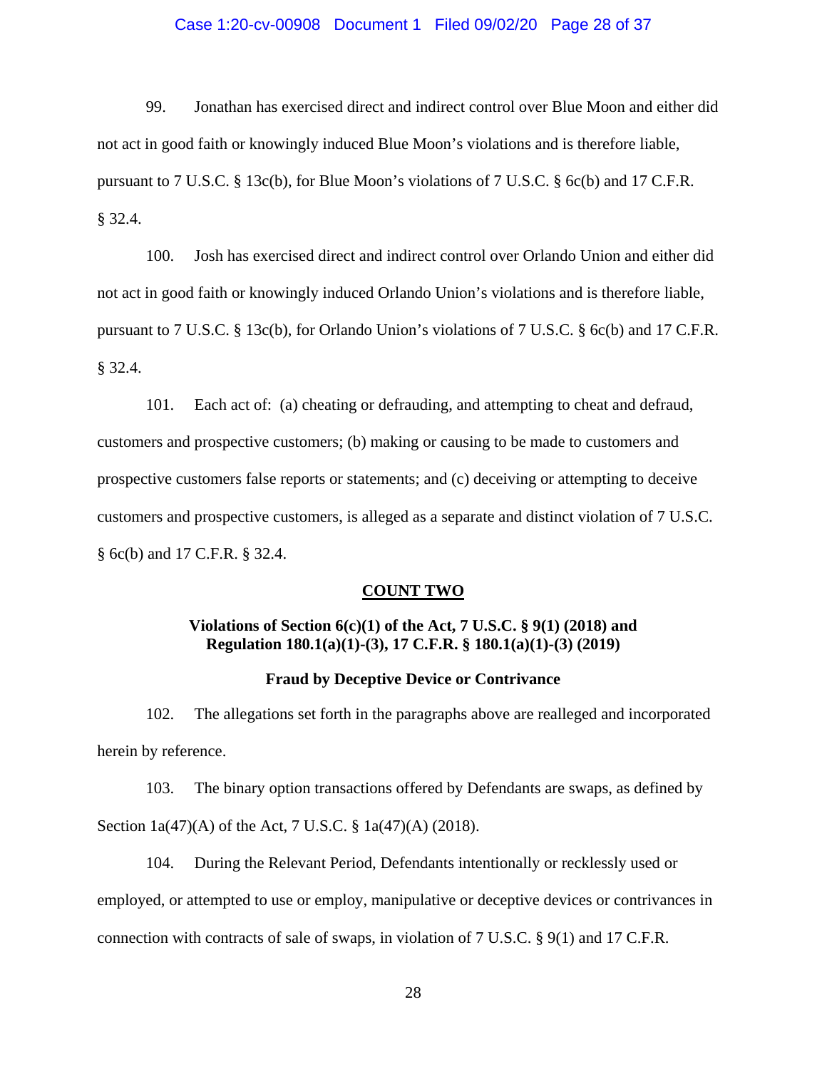99. Jonathan has exercised direct and indirect control over Blue Moon and either did not act in good faith or knowingly induced Blue Moon's violations and is therefore liable, pursuant to 7 U.S.C. § 13c(b), for Blue Moon's violations of 7 U.S.C. § 6c(b) and 17 C.F.R. § 32.4.

100. Josh has exercised direct and indirect control over Orlando Union and either did not act in good faith or knowingly induced Orlando Union's violations and is therefore liable, pursuant to 7 U.S.C. § 13c(b), for Orlando Union's violations of 7 U.S.C. § 6c(b) and 17 C.F.R. § 32.4.

101. Each act of: (a) cheating or defrauding, and attempting to cheat and defraud, customers and prospective customers; (b) making or causing to be made to customers and prospective customers false reports or statements; and (c) deceiving or attempting to deceive customers and prospective customers, is alleged as a separate and distinct violation of 7 U.S.C. § 6c(b) and 17 C.F.R. § 32.4.

## COUNT TWO

### Violations of Section 6(c)(1) of the Act, 7 U.S.C. § 9(1) (2018) and Regulation 180.1(a)(1)-(3), 17 C.F.R. § 180.1(a)(1)-(3) (2019)

### Fraud by Deceptive Device or Contrivance

102. The allegations set forth in the paragraphs above are realleged and incorporated herein by reference.

103. The binary option transactions offered by Defendants are swaps, as defined by Section 1a(47)(A) of the Act, 7 U.S.C. § 1a(47)(A) (2018).

104. During the Relevant Period, Defendants intentionally or recklessly used or employed, or attempted to use or employ, manipulative or deceptive devices or contrivances in connection with contracts of sale of swaps, in violation of 7 U.S.C. § 9(1) and 17 C.F.R.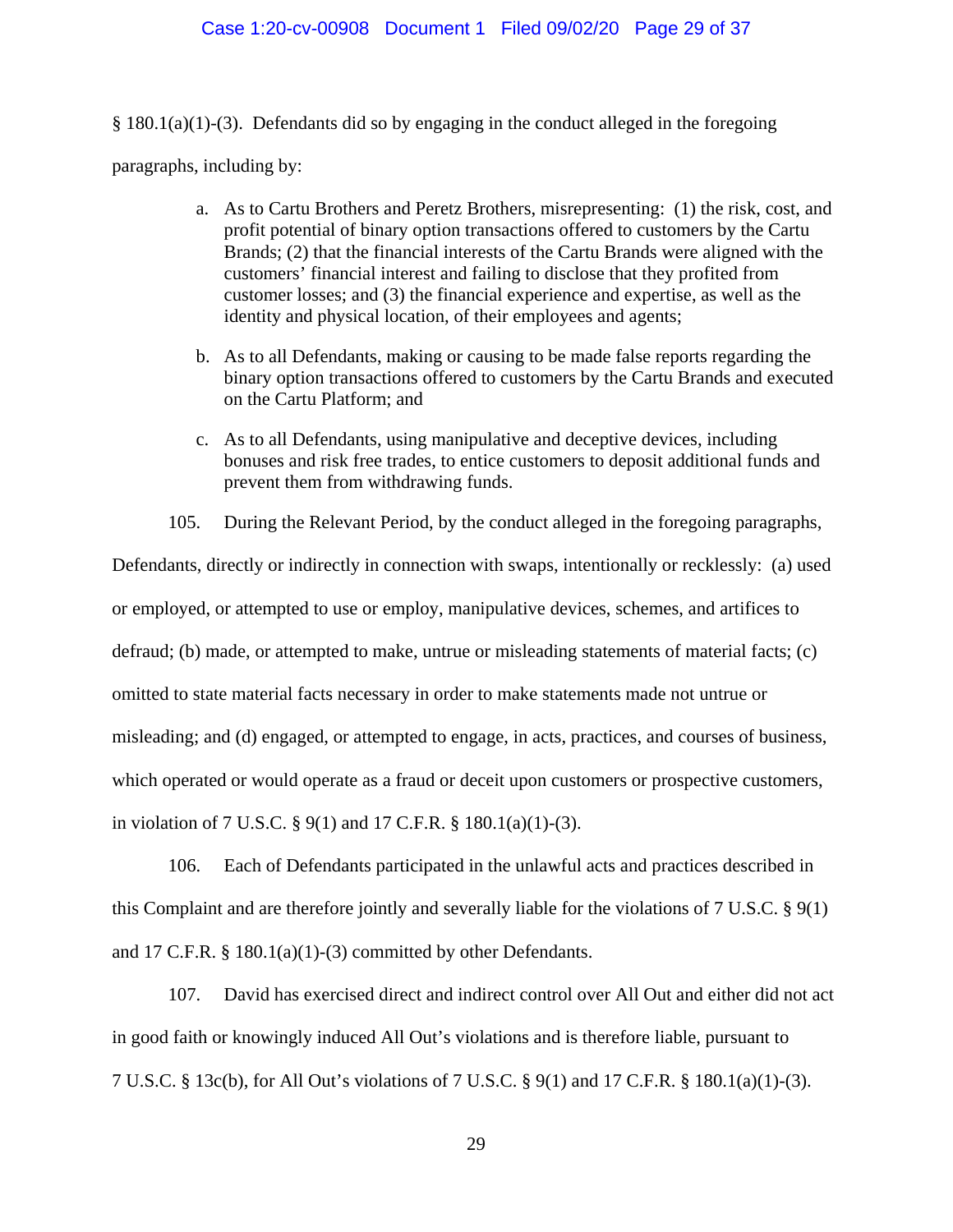§ 180.1(a)(1)-(3). Defendants did so by engaging in the conduct alleged in the foregoing paragraphs, including by:

a. As to Cartu Brothers and Peretz Brothers, misrepresenting: (1) the risk, cost, and profit potential of binary option transactions offered to customers by the Cartu Brands; (2) that the financial interests of the Cartu Brands were aligned with the customers' financial interest and failing to disclose that they profited from customer losses; and (3) the financial experience and expertise, as well as the identity and physical location, of their employees and agents;

b. As to all Defendants, making or causing to be made false reports regarding the binary option transactions offered to customers by the Cartu Brands and executed on the Cartu Platform; and

c. As to all Defendants, using manipulative and deceptive devices, including bonuses and risk free trades, to entice customers to deposit additional funds and prevent them from withdrawing funds.

105. During the Relevant Period, by the conduct alleged in the foregoing paragraphs, Defendants, directly or indirectly in connection with swaps, intentionally or recklessly: (a) used or employed, or attempted to use or employ, manipulative devices, schemes, and artifices to defraud; (b) made, or attempted to make, untrue or misleading statements of material facts; (c) omitted to state material facts necessary in order to make statements made not untrue or misleading; and (d) engaged, or attempted to engage, in acts, practices, and courses of business, which operated or would operate as a fraud or deceit upon customers or prospective customers, in violation of 7 U.S.C. § 9(1) and 17 C.F.R. § 180.1(a)(1)-(3).

106. Each of Defendants participated in the unlawful acts and practices described in this Complaint and are therefore jointly and severally liable for the violations of 7 U.S.C. § 9(1) and 17 C.F.R. § 180.1(a)(1)-(3) committed by other Defendants.

107. David has exercised direct and indirect control over All Out and either did not act in good faith or knowingly induced All Out's violations and is therefore liable, pursuant to 7 U.S.C. § 13c(b), for All Out's violations of 7 U.S.C. § 9(1) and 17 C.F.R. § 180.1(a)(1)-(3).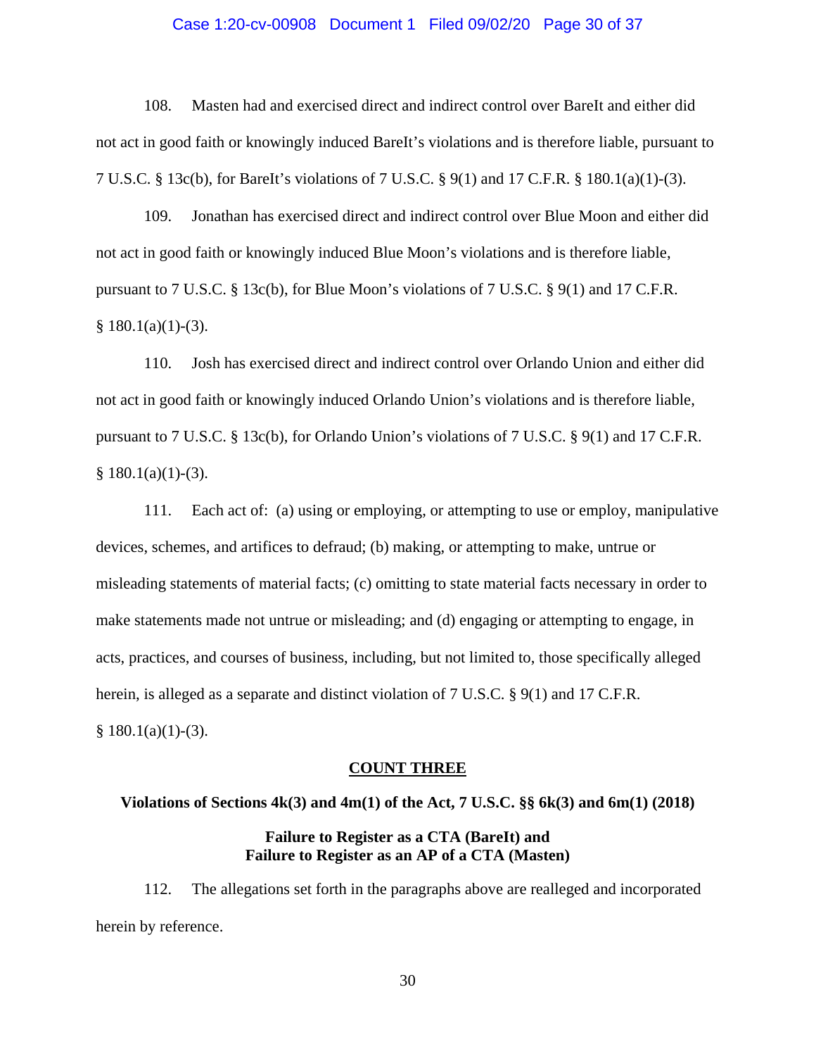108. Masten had and exercised direct and indirect control over BareIt and either did not act in good faith or knowingly induced BareIt's violations and is therefore liable, pursuant to 7 U.S.C. § 13c(b), for BareIt's violations of 7 U.S.C. § 9(1) and 17 C.F.R. § 180.1(a)(1)-(3).

109. Jonathan has exercised direct and indirect control over Blue Moon and either did not act in good faith or knowingly induced Blue Moon's violations and is therefore liable, pursuant to 7 U.S.C. § 13c(b), for Blue Moon's violations of 7 U.S.C. § 9(1) and 17 C.F.R. § 180.1(a)(1)-(3).

110. Josh has exercised direct and indirect control over Orlando Union and either did not act in good faith or knowingly induced Orlando Union's violations and is therefore liable, pursuant to 7 U.S.C. § 13c(b), for Orlando Union's violations of 7 U.S.C. § 9(1) and 17 C.F.R. § 180.1(a)(1)-(3).

111. Each act of: (a) using or employing, or attempting to use or employ, manipulative devices, schemes, and artifices to defraud; (b) making, or attempting to make, untrue or misleading statements of material facts; (c) omitting to state material facts necessary in order to make statements made not untrue or misleading; and (d) engaging or attempting to engage, in acts, practices, and courses of business, including, but not limited to, those specifically alleged herein, is alleged as a separate and distinct violation of 7 U.S.C. § 9(1) and 17 C.F.R. § 180.1(a)(1)-(3).

## COUNT THREE

### Violations of Sections 4k(3) and 4m(1) of the Act, 7 U.S.C. §§ 6k(3) and 6m(1) (2018)

### Failure to Register as a CTA (BareIt) and Failure to Register as an AP of a CTA (Masten)

112. The allegations set forth in the paragraphs above are realleged and incorporated herein by reference.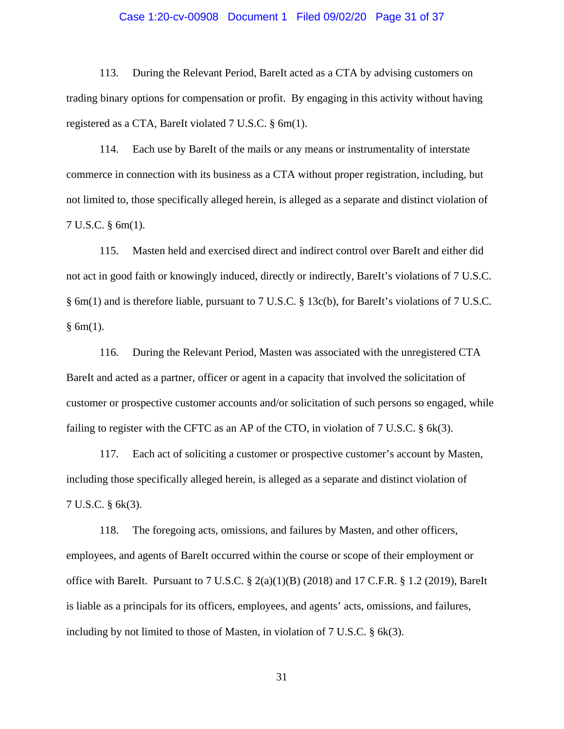113. During the Relevant Period, BareIt acted as a CTA by advising customers on trading binary options for compensation or profit. By engaging in this activity without having registered as a CTA, BareIt violated 7 U.S.C. § 6m(1).

114. Each use by BareIt of the mails or any means or instrumentality of interstate commerce in connection with its business as a CTA without proper registration, including, but not limited to, those specifically alleged herein, is alleged as a separate and distinct violation of 7 U.S.C. § 6m(1).

115. Masten held and exercised direct and indirect control over BareIt and either did not act in good faith or knowingly induced, directly or indirectly, BareIt's violations of 7 U.S.C. § 6m(1) and is therefore liable, pursuant to 7 U.S.C. § 13c(b), for BareIt's violations of 7 U.S.C. § 6m(1).

116. During the Relevant Period, Masten was associated with the unregistered CTA BareIt and acted as a partner, officer or agent in a capacity that involved the solicitation of customer or prospective customer accounts and/or solicitation of such persons so engaged, while failing to register with the CFTC as an AP of the CTO, in violation of 7 U.S.C. § 6k(3).

117. Each act of soliciting a customer or prospective customer's account by Masten, including those specifically alleged herein, is alleged as a separate and distinct violation of 7 U.S.C. § 6k(3).

118. The foregoing acts, omissions, and failures by Masten, and other officers, employees, and agents of BareIt occurred within the course or scope of their employment or office with BareIt. Pursuant to 7 U.S.C. § 2(a)(1)(B) (2018) and 17 C.F.R. § 1.2 (2019), BareIt is liable as a principals for its officers, employees, and agents' acts, omissions, and failures, including by not limited to those of Masten, in violation of 7 U.S.C. § 6k(3).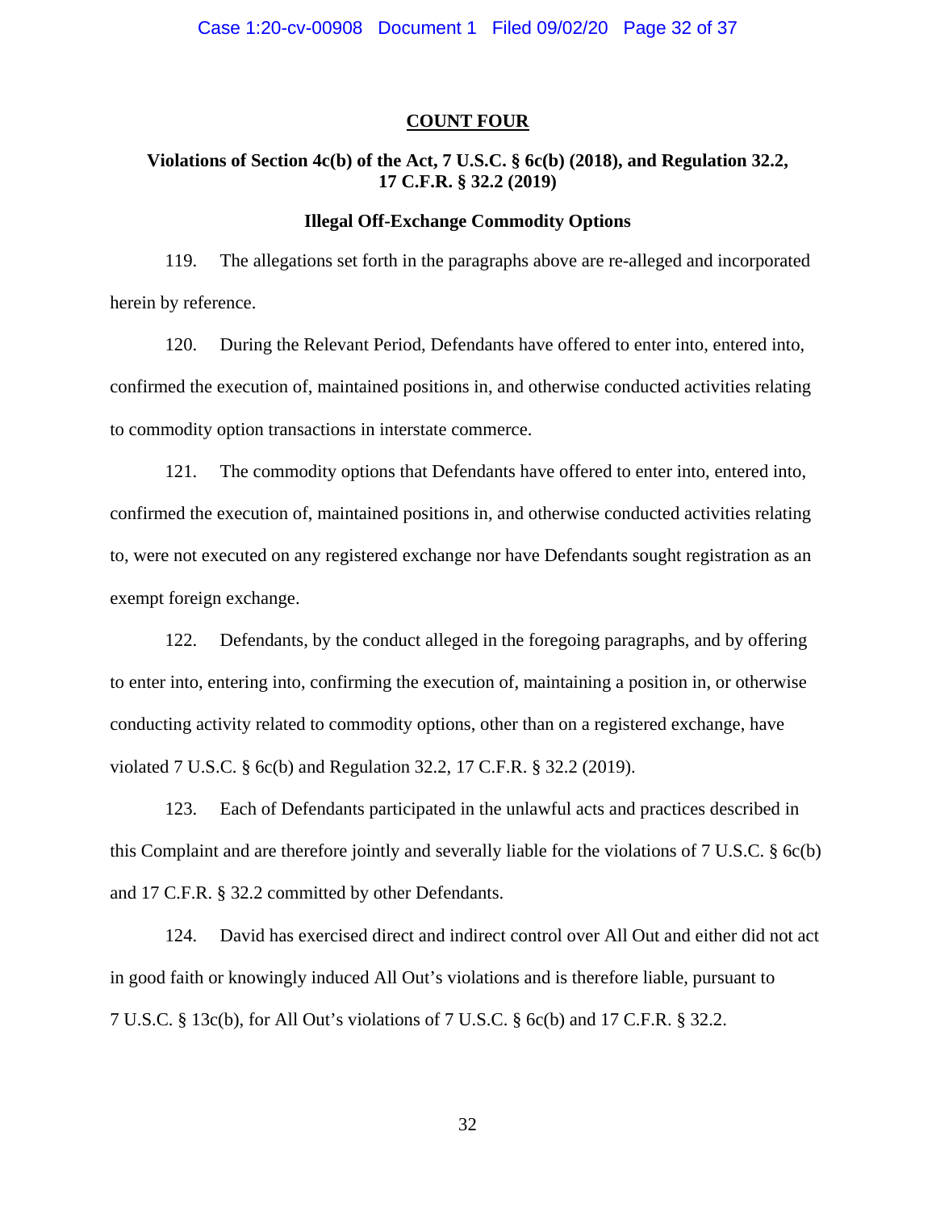## COUNT FOUR

### Violations of Section 4c(b) of the Act, 7 U.S.C. § 6c(b) (2018), and Regulation 32.2, 17 C.F.R. § 32.2 (2019)

### Illegal Off-Exchange Commodity Options

119. The allegations set forth in the paragraphs above are re-alleged and incorporated herein by reference.

120. During the Relevant Period, Defendants have offered to enter into, entered into, confirmed the execution of, maintained positions in, and otherwise conducted activities relating to commodity option transactions in interstate commerce.

121. The commodity options that Defendants have offered to enter into, entered into, confirmed the execution of, maintained positions in, and otherwise conducted activities relating to, were not executed on any registered exchange nor have Defendants sought registration as an exempt foreign exchange.

122. Defendants, by the conduct alleged in the foregoing paragraphs, and by offering to enter into, entering into, confirming the execution of, maintaining a position in, or otherwise conducting activity related to commodity options, other than on a registered exchange, have violated 7 U.S.C. § 6c(b) and Regulation 32.2, 17 C.F.R. § 32.2 (2019).

123. Each of Defendants participated in the unlawful acts and practices described in this Complaint and are therefore jointly and severally liable for the violations of 7 U.S.C. § 6c(b) and 17 C.F.R. § 32.2 committed by other Defendants.

124. David has exercised direct and indirect control over All Out and either did not act in good faith or knowingly induced All Out's violations and is therefore liable, pursuant to 7 U.S.C. § 13c(b), for All Out's violations of 7 U.S.C. § 6c(b) and 17 C.F.R. § 32.2.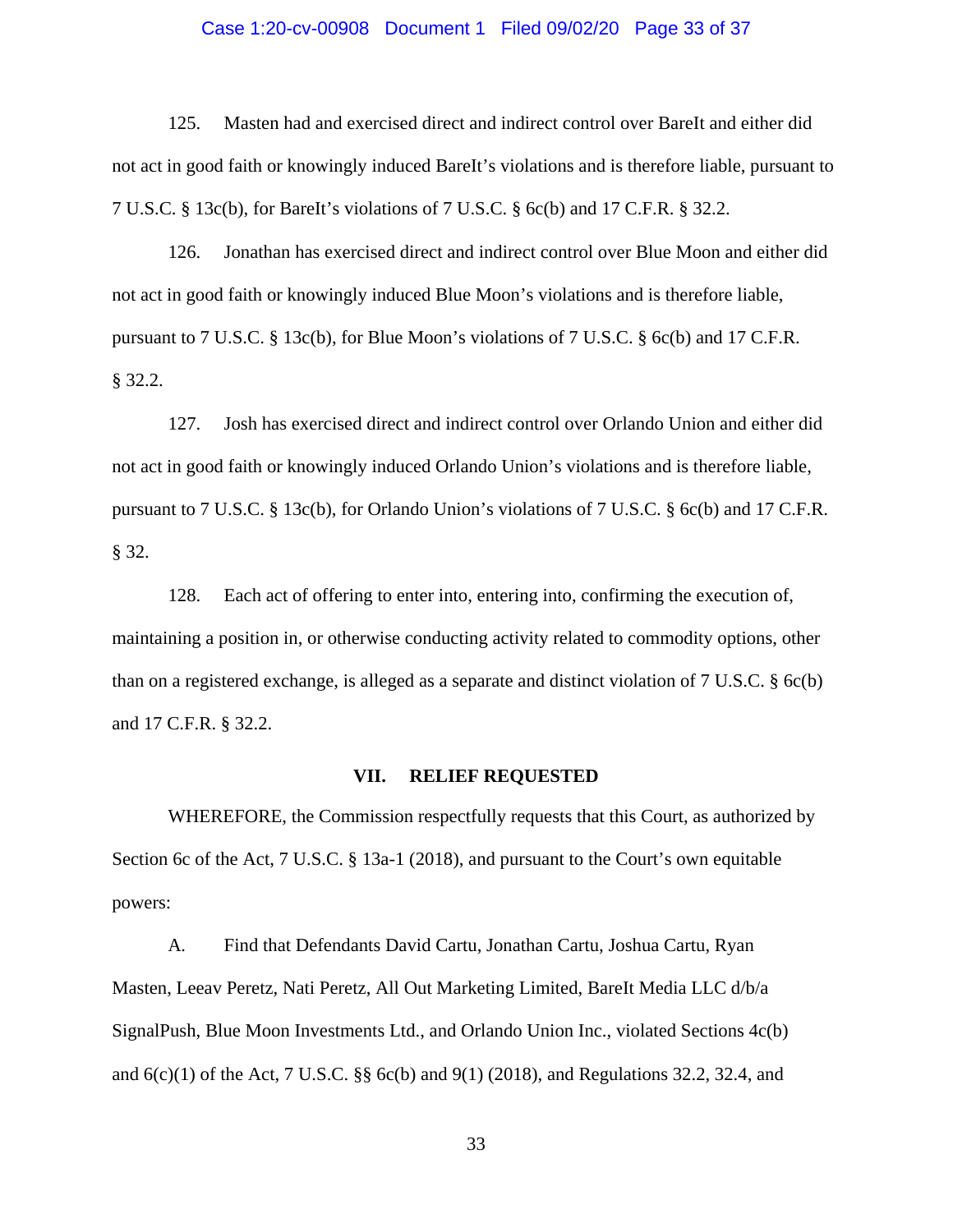125. Masten had and exercised direct and indirect control over BareIt and either did not act in good faith or knowingly induced BareIt's violations and is therefore liable, pursuant to 7 U.S.C. § 13c(b), for BareIt's violations of 7 U.S.C. § 6c(b) and 17 C.F.R. § 32.2.

126. Jonathan has exercised direct and indirect control over Blue Moon and either did not act in good faith or knowingly induced Blue Moon's violations and is therefore liable, pursuant to 7 U.S.C. § 13c(b), for Blue Moon's violations of 7 U.S.C. § 6c(b) and 17 C.F.R. § 32.2.

127. Josh has exercised direct and indirect control over Orlando Union and either did not act in good faith or knowingly induced Orlando Union's violations and is therefore liable, pursuant to 7 U.S.C. § 13c(b), for Orlando Union's violations of 7 U.S.C. § 6c(b) and 17 C.F.R. § 32.

128. Each act of offering to enter into, entering into, confirming the execution of, maintaining a position in, or otherwise conducting activity related to commodity options, other than on a registered exchange, is alleged as a separate and distinct violation of 7 U.S.C. § 6c(b) and 17 C.F.R. § 32.2.

## VII. RELIEF REQUESTED

WHEREFORE, the Commission respectfully requests that this Court, as authorized by Section 6c of the Act, 7 U.S.C. § 13a-1 (2018), and pursuant to the Court's own equitable powers:

A. Find that Defendants David Cartu, Jonathan Cartu, Joshua Cartu, Ryan Masten, Leeav Peretz, Nati Peretz, All Out Marketing Limited, BareIt Media LLC d/b/a SignalPush, Blue Moon Investments Ltd., and Orlando Union Inc., violated Sections 4c(b) and 6(c)(1) of the Act, 7 U.S.C. §§ 6c(b) and 9(1) (2018), and Regulations 32.2, 32.4, and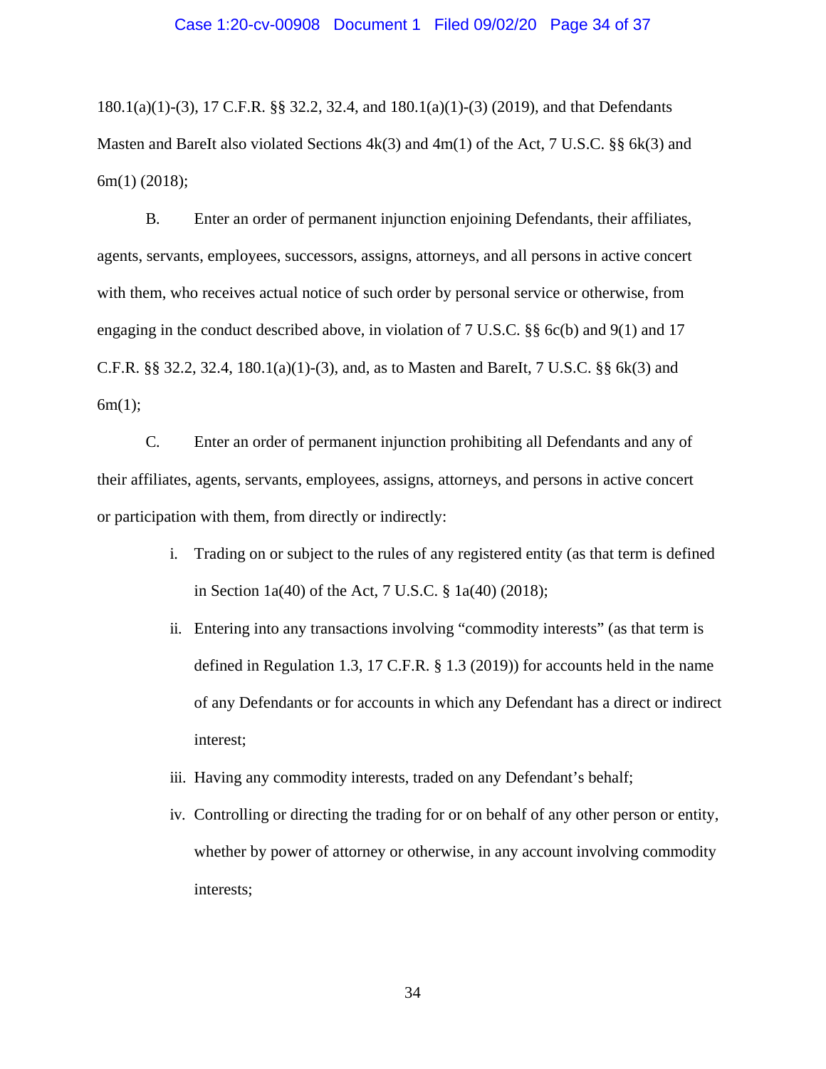180.1(a)(1)-(3), 17 C.F.R. §§ 32.2, 32.4, and 180.1(a)(1)-(3) (2019), and that Defendants Masten and BareIt also violated Sections 4k(3) and 4m(1) of the Act, 7 U.S.C. §§ 6k(3) and 6m(1) (2018);

B. Enter an order of permanent injunction enjoining Defendants, their affiliates, agents, servants, employees, successors, assigns, attorneys, and all persons in active concert with them, who receives actual notice of such order by personal service or otherwise, from engaging in the conduct described above, in violation of 7 U.S.C. §§ 6c(b) and 9(1) and 17 C.F.R. §§ 32.2, 32.4, 180.1(a)(1)-(3), and, as to Masten and BareIt, 7 U.S.C. §§ 6k(3) and 6m(1);

C. Enter an order of permanent injunction prohibiting all Defendants and any of their affiliates, agents, servants, employees, assigns, attorneys, and persons in active concert or participation with them, from directly or indirectly:

i. Trading on or subject to the rules of any registered entity (as that term is defined in Section 1a(40) of the Act, 7 U.S.C. § 1a(40) (2018);

ii. Entering into any transactions involving "commodity interests" (as that term is defined in Regulation 1.3, 17 C.F.R. § 1.3 (2019)) for accounts held in the name of any Defendants or for accounts in which any Defendant has a direct or indirect interest;

iii. Having any commodity interests, traded on any Defendant's behalf;

iv. Controlling or directing the trading for or on behalf of any other person or entity, whether by power of attorney or otherwise, in any account involving commodity interests;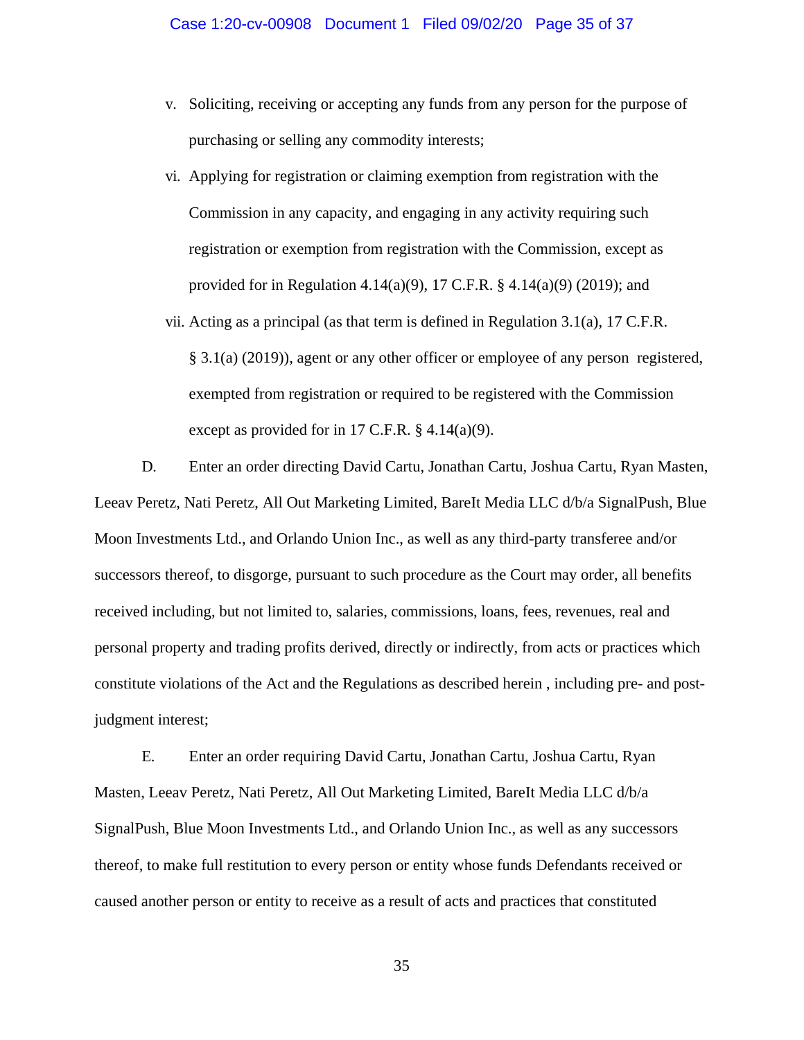v. Soliciting, receiving or accepting any funds from any person for the purpose of purchasing or selling any commodity interests;

vi. Applying for registration or claiming exemption from registration with the Commission in any capacity, and engaging in any activity requiring such registration or exemption from registration with the Commission, except as provided for in Regulation 4.14(a)(9), 17 C.F.R. § 4.14(a)(9) (2019); and

vii. Acting as a principal (as that term is defined in Regulation 3.1(a), 17 C.F.R. § 3.1(a) (2019)), agent or any other officer or employee of any person registered, exempted from registration or required to be registered with the Commission except as provided for in 17 C.F.R. § 4.14(a)(9).

D. Enter an order directing David Cartu, Jonathan Cartu, Joshua Cartu, Ryan Masten, Leeav Peretz, Nati Peretz, All Out Marketing Limited, BareIt Media LLC d/b/a SignalPush, Blue Moon Investments Ltd., and Orlando Union Inc., as well as any third-party transferee and/or successors thereof, to disgorge, pursuant to such procedure as the Court may order, all benefits received including, but not limited to, salaries, commissions, loans, fees, revenues, real and personal property and trading profits derived, directly or indirectly, from acts or practices which constitute violations of the Act and the Regulations as described herein , including pre- and post-judgment interest;

E. Enter an order requiring David Cartu, Jonathan Cartu, Joshua Cartu, Ryan Masten, Leeav Peretz, Nati Peretz, All Out Marketing Limited, BareIt Media LLC d/b/a SignalPush, Blue Moon Investments Ltd., and Orlando Union Inc., as well as any successors thereof, to make full restitution to every person or entity whose funds Defendants received or caused another person or entity to receive as a result of acts and practices that constituted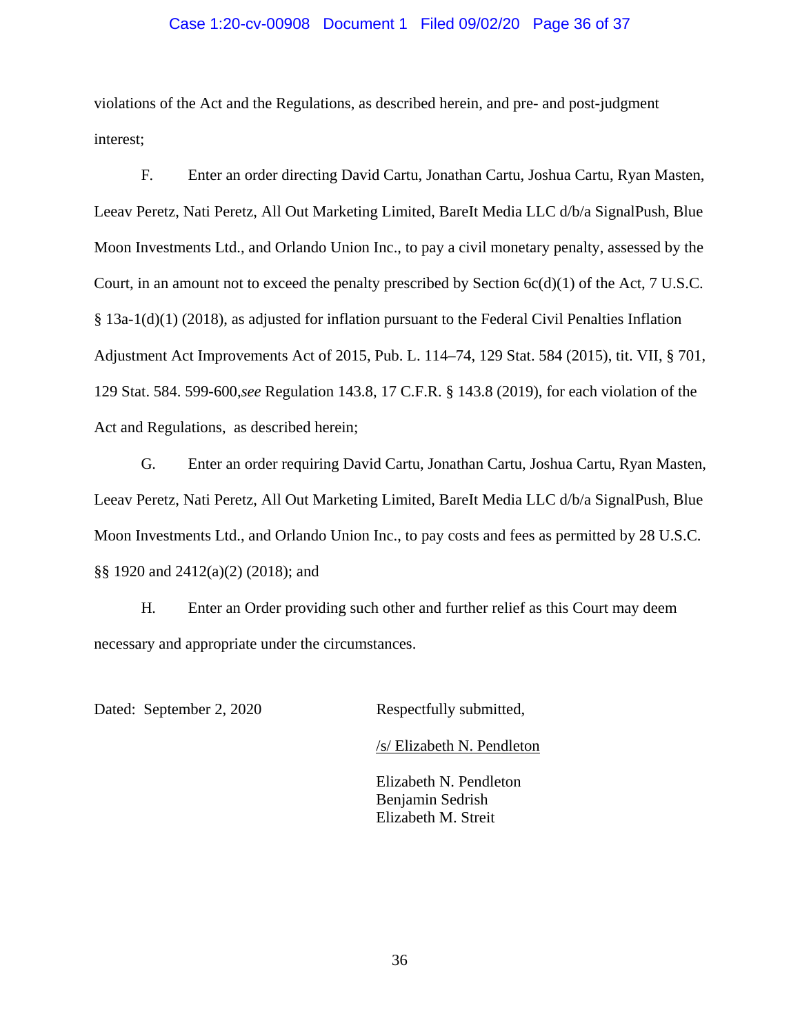violations of the Act and the Regulations, as described herein, and pre- and post-judgment interest;

F. Enter an order directing David Cartu, Jonathan Cartu, Joshua Cartu, Ryan Masten, Leeav Peretz, Nati Peretz, All Out Marketing Limited, BareIt Media LLC d/b/a SignalPush, Blue Moon Investments Ltd., and Orlando Union Inc., to pay a civil monetary penalty, assessed by the Court, in an amount not to exceed the penalty prescribed by Section 6c(d)(1) of the Act, 7 U.S.C. § 13a-1(d)(1) (2018), as adjusted for inflation pursuant to the Federal Civil Penalties Inflation Adjustment Act Improvements Act of 2015, Pub. L. 114–74, 129 Stat. 584 (2015), tit. VII, § 701, 129 Stat. 584. 599-600,*see* Regulation 143.8, 17 C.F.R. § 143.8 (2019), for each violation of the Act and Regulations, as described herein;

G. Enter an order requiring David Cartu, Jonathan Cartu, Joshua Cartu, Ryan Masten, Leeav Peretz, Nati Peretz, All Out Marketing Limited, BareIt Media LLC d/b/a SignalPush, Blue Moon Investments Ltd., and Orlando Union Inc., to pay costs and fees as permitted by 28 U.S.C. §§ 1920 and 2412(a)(2) (2018); and

H. Enter an Order providing such other and further relief as this Court may deem necessary and appropriate under the circumstances.

Dated: September 2, 2020

Respectfully submitted,

/s/ Elizabeth N. Pendleton

Elizabeth N. Pendleton
Benjamin Sedrish
Elizabeth M. Streit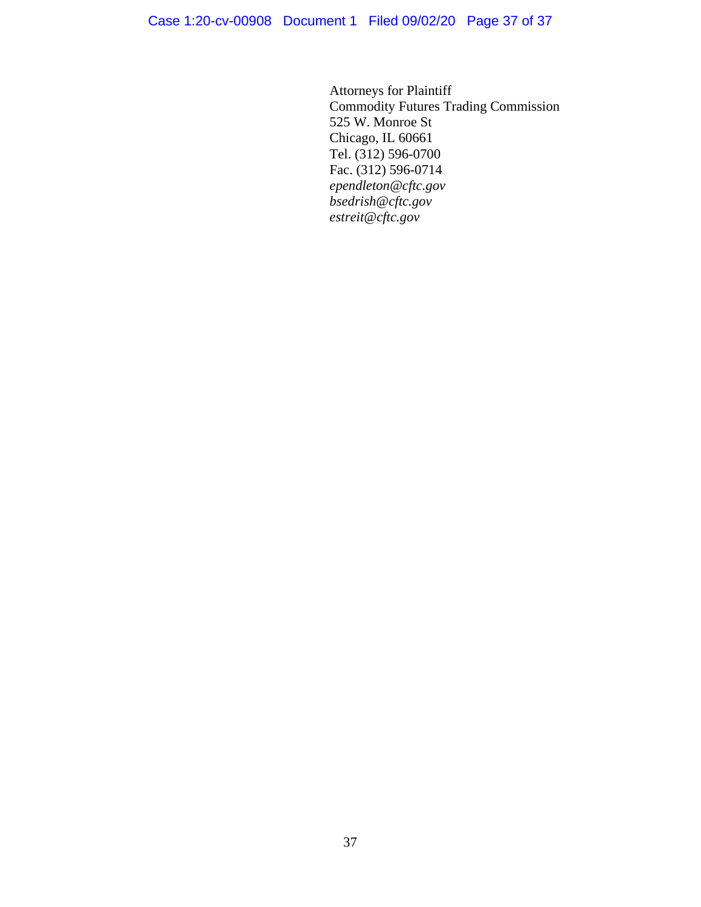Attorneys for Plaintiff
Commodity Futures Trading Commission
525 W. Monroe St
Chicago, IL 60661
Tel. (312) 596-0700
Fac. (312) 596-0714
*ependleton@cftc.gov*
*bsedrish@cftc.gov*
*estreit@cftc.gov*